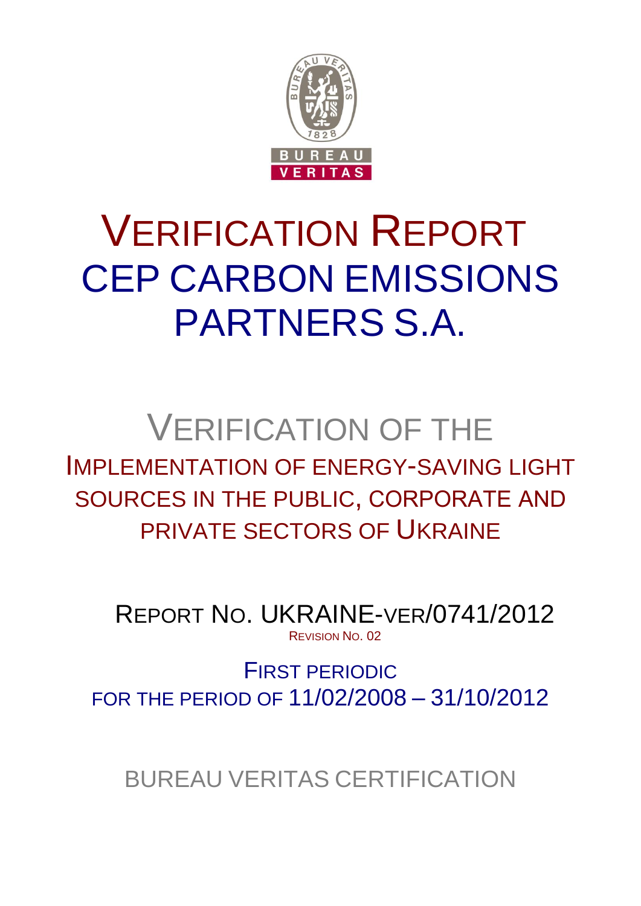# VERIFICATION REPORT CEP CARBON EMISSIONS PARTNERS S.A.

## VERIFICATION OF THE IMPLEMENTATION OF ENERGY-SAVING LIGHT SOURCES IN THE PUBLIC, CORPORATE AND PRIVATE SECTORS OF UKRAINE

REPORT NO. UKRAINE-VER/0741/2012

REVISION NO. 02

FIRST PERIODIC

FOR THE PERIOD OF 11/02/2008 – 31/10/2012

BUREAU VERITAS CERTIFICATION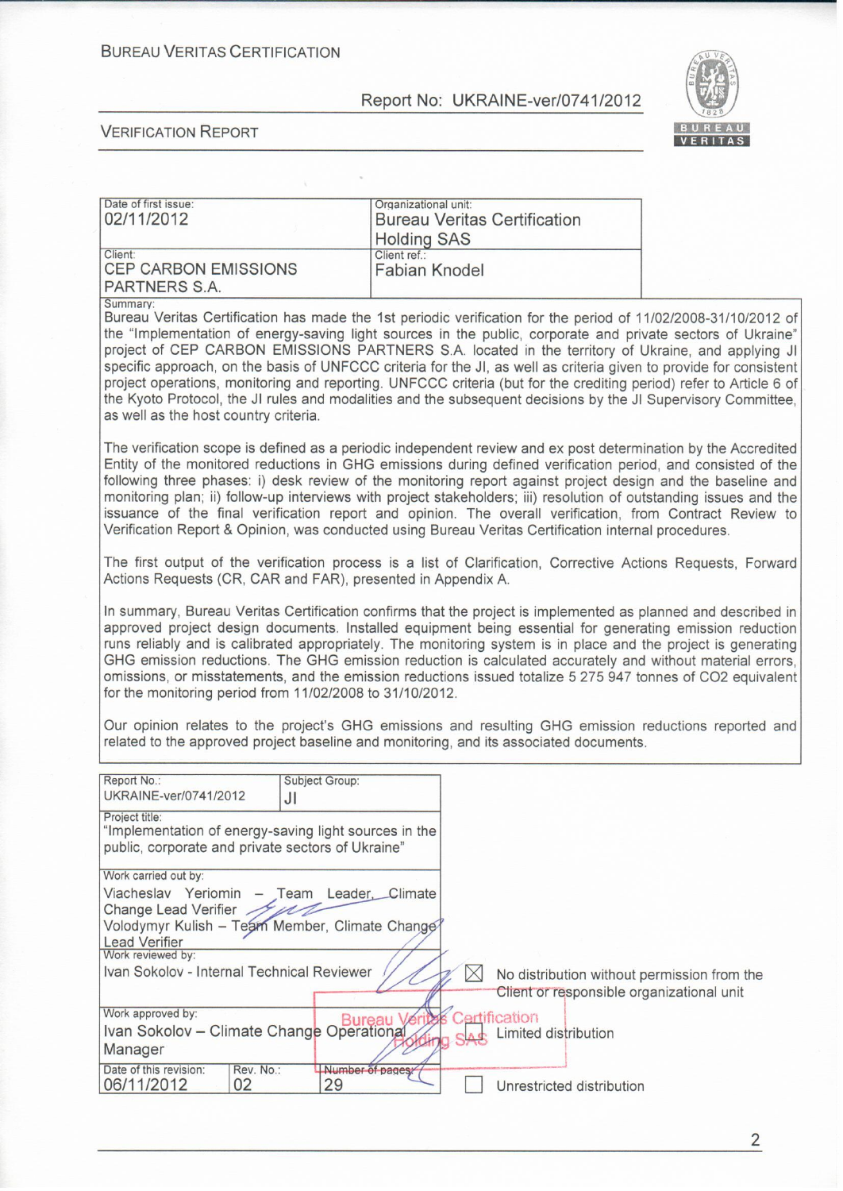BUREAU VERITAS CERTIFICATION

Report No: UKRAINE-ver/0741/2012

VERIFICATION REPORT

| Date of first issue: 02/11/2012 | Organizational unit: Bureau Veritas Certification Holding SAS |
|---|---|
| Client: CEP CARBON EMISSIONS PARTNERS S.A. | Client ref.: Fabian Knodel |

Summary:

Bureau Veritas Certification has made the 1st periodic verification for the period of 11/02/2008-31/10/2012 of the "Implementation of energy-saving light sources in the public, corporate and private sectors of Ukraine" project of CEP CARBON EMISSIONS PARTNERS S.A. located in the territory of Ukraine, and applying JI specific approach, on the basis of UNFCCC criteria for the JI, as well as criteria given to provide for consistent project operations, monitoring and reporting. UNFCCC criteria (but for the crediting period) refer to Article 6 of the Kyoto Protocol, the JI rules and modalities and the subsequent decisions by the JI Supervisory Committee, as well as the host country criteria.

The verification scope is defined as a periodic independent review and ex post determination by the Accredited Entity of the monitored reductions in GHG emissions during defined verification period, and consisted of the following three phases: i) desk review of the monitoring report against project design and the baseline and monitoring plan; ii) follow-up interviews with project stakeholders; iii) resolution of outstanding issues and the issuance of the final verification report and opinion. The overall verification, from Contract Review to Verification Report & Opinion, was conducted using Bureau Veritas Certification internal procedures.

The first output of the verification process is a list of Clarification, Corrective Actions Requests, Forward Actions Requests (CR, CAR and FAR), presented in Appendix A.

In summary, Bureau Veritas Certification confirms that the project is implemented as planned and described in approved project design documents. Installed equipment being essential for generating emission reduction runs reliably and is calibrated appropriately. The monitoring system is in place and the project is generating GHG emission reductions. The GHG emission reduction is calculated accurately and without material errors, omissions, or misstatements, and the emission reductions issued totalize 5 275 947 tonnes of CO2 equivalent for the monitoring period from 11/02/2008 to 31/10/2012.

Our opinion relates to the project's GHG emissions and resulting GHG emission reductions reported and related to the approved project baseline and monitoring, and its associated documents.

| Report No.: UKRAINE-ver/0741/2012 | Subject Group: JI | |
|---|---|---|
| Project title: "Implementation of energy-saving light sources in the public, corporate and private sectors of Ukraine" | | |
| Work carried out by: Viacheslav Yeriomin – Team Leader, Climate Change Lead Verifier; Volodymyr Kulish – Team Member, Climate Change Lead Verifier | | |
| Work reviewed by: Ivan Sokolov - Internal Technical Reviewer | | |
| Work approved by: Ivan Sokolov – Climate Change Operational Manager | | |
| Date of this revision: 06/11/2012 | Rev. No.: 02 | Number of pages: 29 |

☒ No distribution without permission from the Client or responsible organizational unit

☐ Limited distribution

☐ Unrestricted distribution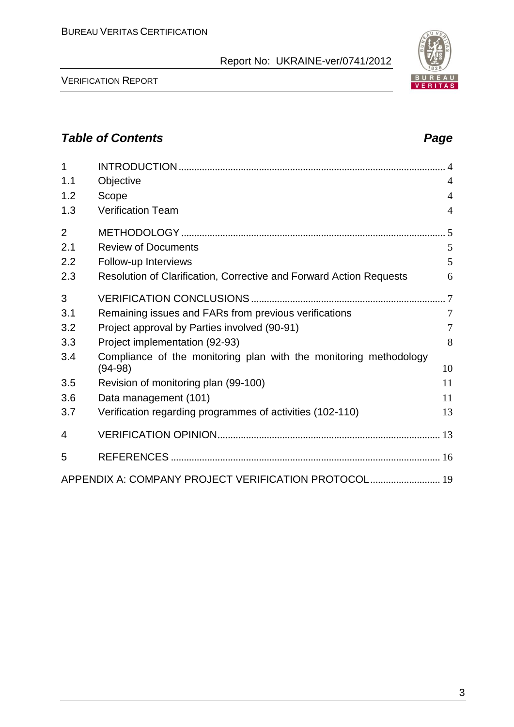## *Table of Contents* *Page*

| | | |
|---|---|---|
| 1 | INTRODUCTION | 4 |
| 1.1 | Objective | 4 |
| 1.2 | Scope | 4 |
| 1.3 | Verification Team | 4 |
| 2 | METHODOLOGY | 5 |
| 2.1 | Review of Documents | 5 |
| 2.2 | Follow-up Interviews | 5 |
| 2.3 | Resolution of Clarification, Corrective and Forward Action Requests | 6 |
| 3 | VERIFICATION CONCLUSIONS | 7 |
| 3.1 | Remaining issues and FARs from previous verifications | 7 |
| 3.2 | Project approval by Parties involved (90-91) | 7 |
| 3.3 | Project implementation (92-93) | 8 |
| 3.4 | Compliance of the monitoring plan with the monitoring methodology (94-98) | 10 |
| 3.5 | Revision of monitoring plan (99-100) | 11 |
| 3.6 | Data management (101) | 11 |
| 3.7 | Verification regarding programmes of activities (102-110) | 13 |
| 4 | VERIFICATION OPINION | 13 |
| 5 | REFERENCES | 16 |
| | APPENDIX A: COMPANY PROJECT VERIFICATION PROTOCOL | 19 |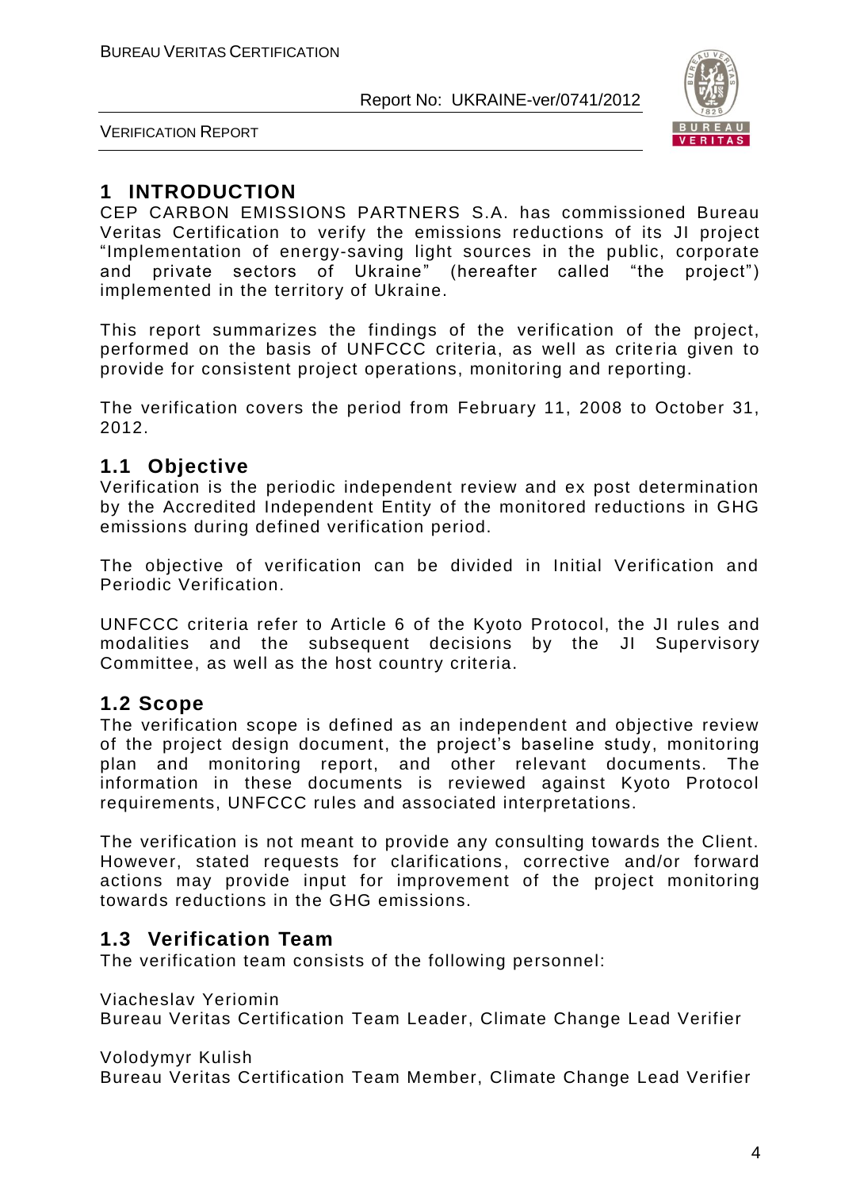# 1 INTRODUCTION

CEP CARBON EMISSIONS PARTNERS S.A. has commissioned Bureau Veritas Certification to verify the emissions reductions of its JI project "Implementation of energy-saving light sources in the public, corporate and private sectors of Ukraine" (hereafter called "the project") implemented in the territory of Ukraine.

This report summarizes the findings of the verification of the project, performed on the basis of UNFCCC criteria, as well as criteria given to provide for consistent project operations, monitoring and reporting.

The verification covers the period from February 11, 2008 to October 31, 2012.

## 1.1 Objective

Verification is the periodic independent review and ex post determination by the Accredited Independent Entity of the monitored reductions in GHG emissions during defined verification period.

The objective of verification can be divided in Initial Verification and Periodic Verification.

UNFCCC criteria refer to Article 6 of the Kyoto Protocol, the JI rules and modalities and the subsequent decisions by the JI Supervisory Committee, as well as the host country criteria.

## 1.2 Scope

The verification scope is defined as an independent and objective review of the project design document, the project's baseline study, monitoring plan and monitoring report, and other relevant documents. The information in these documents is reviewed against Kyoto Protocol requirements, UNFCCC rules and associated interpretations.

The verification is not meant to provide any consulting towards the Client. However, stated requests for clarifications, corrective and/or forward actions may provide input for improvement of the project monitoring towards reductions in the GHG emissions.

## 1.3 Verification Team

The verification team consists of the following personnel:

Viacheslav Yeriomin
Bureau Veritas Certification Team Leader, Climate Change Lead Verifier

Volodymyr Kulish
Bureau Veritas Certification Team Member, Climate Change Lead Verifier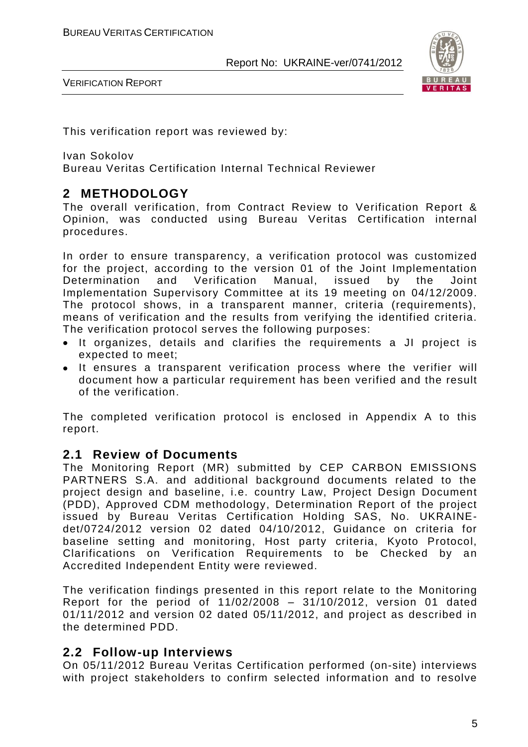This verification report was reviewed by:

Ivan Sokolov
Bureau Veritas Certification Internal Technical Reviewer

## 2 METHODOLOGY

The overall verification, from Contract Review to Verification Report & Opinion, was conducted using Bureau Veritas Certification internal procedures.

In order to ensure transparency, a verification protocol was customized for the project, according to the version 01 of the Joint Implementation Determination and Verification Manual, issued by the Joint Implementation Supervisory Committee at its 19 meeting on 04/12/2009. The protocol shows, in a transparent manner, criteria (requirements), means of verification and the results from verifying the identified criteria. The verification protocol serves the following purposes:

- It organizes, details and clarifies the requirements a JI project is expected to meet;
- It ensures a transparent verification process where the verifier will document how a particular requirement has been verified and the result of the verification.

The completed verification protocol is enclosed in Appendix A to this report.

### 2.1 Review of Documents

The Monitoring Report (MR) submitted by CEP CARBON EMISSIONS PARTNERS S.A. and additional background documents related to the project design and baseline, i.e. country Law, Project Design Document (PDD), Approved CDM methodology, Determination Report of the project issued by Bureau Veritas Certification Holding SAS, No. UKRAINE-det/0724/2012 version 02 dated 04/10/2012, Guidance on criteria for baseline setting and monitoring, Host party criteria, Kyoto Protocol, Clarifications on Verification Requirements to be Checked by an Accredited Independent Entity were reviewed.

The verification findings presented in this report relate to the Monitoring Report for the period of 11/02/2008 – 31/10/2012, version 01 dated 01/11/2012 and version 02 dated 05/11/2012, and project as described in the determined PDD.

### 2.2 Follow-up Interviews

On 05/11/2012 Bureau Veritas Certification performed (on-site) interviews with project stakeholders to confirm selected information and to resolve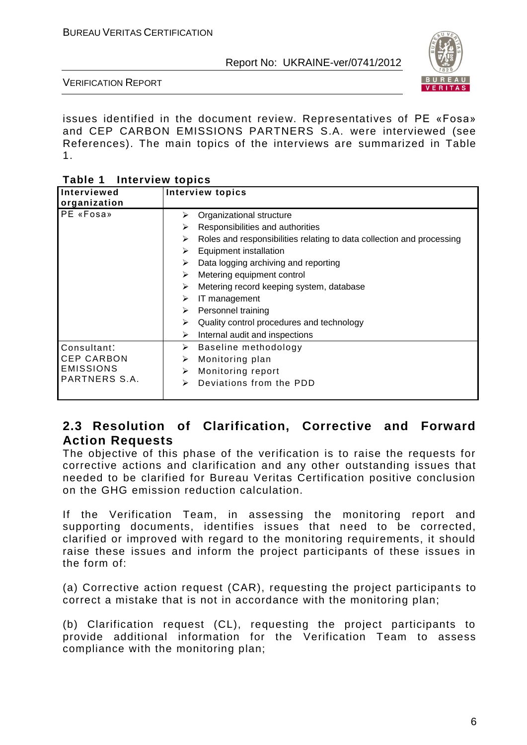issues identified in the document review. Representatives of PE «Fosa» and CEP CARBON EMISSIONS PARTNERS S.A. were interviewed (see References). The main topics of the interviews are summarized in Table 1.

**Table 1 Interview topics**

| Interviewed organization | Interview topics |
|---|---|
| PE «Fosa» | ➢ Organizational structure<br>➢ Responsibilities and authorities<br>➢ Roles and responsibilities relating to data collection and processing<br>➢ Equipment installation<br>➢ Data logging archiving and reporting<br>➢ Metering equipment control<br>➢ Metering record keeping system, database<br>➢ IT management<br>➢ Personnel training<br>➢ Quality control procedures and technology<br>➢ Internal audit and inspections |
| Consultant: CEP CARBON EMISSIONS PARTNERS S.A. | ➢ Baseline methodology<br>➢ Monitoring plan<br>➢ Monitoring report<br>➢ Deviations from the PDD |

## 2.3 Resolution of Clarification, Corrective and Forward Action Requests

The objective of this phase of the verification is to raise the requests for corrective actions and clarification and any other outstanding issues that needed to be clarified for Bureau Veritas Certification positive conclusion on the GHG emission reduction calculation.

If the Verification Team, in assessing the monitoring report and supporting documents, identifies issues that need to be corrected, clarified or improved with regard to the monitoring requirements, it should raise these issues and inform the project participants of these issues in the form of:

(a) Corrective action request (CAR), requesting the project participants to correct a mistake that is not in accordance with the monitoring plan;

(b) Clarification request (CL), requesting the project participants to provide additional information for the Verification Team to assess compliance with the monitoring plan;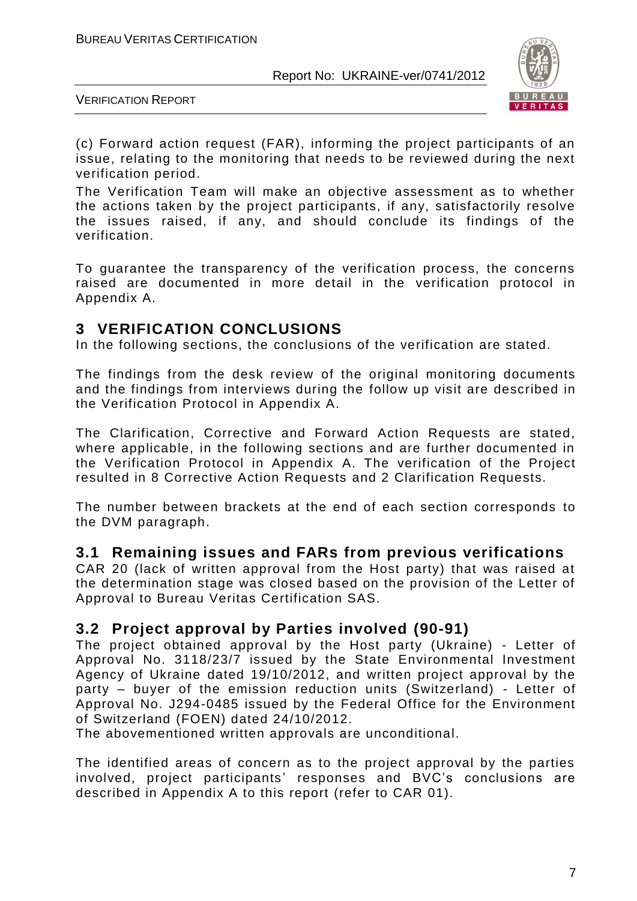(c) Forward action request (FAR), informing the project participants of an issue, relating to the monitoring that needs to be reviewed during the next verification period.

The Verification Team will make an objective assessment as to whether the actions taken by the project participants, if any, satisfactorily resolve the issues raised, if any, and should conclude its findings of the verification.

To guarantee the transparency of the verification process, the concerns raised are documented in more detail in the verification protocol in Appendix A.

# 3 VERIFICATION CONCLUSIONS

In the following sections, the conclusions of the verification are stated.

The findings from the desk review of the original monitoring documents and the findings from interviews during the follow up visit are described in the Verification Protocol in Appendix A.

The Clarification, Corrective and Forward Action Requests are stated, where applicable, in the following sections and are further documented in the Verification Protocol in Appendix A. The verification of the Project resulted in 8 Corrective Action Requests and 2 Clarification Requests.

The number between brackets at the end of each section corresponds to the DVM paragraph.

## 3.1 Remaining issues and FARs from previous verifications

CAR 20 (lack of written approval from the Host party) that was raised at the determination stage was closed based on the provision of the Letter of Approval to Bureau Veritas Certification SAS.

## 3.2 Project approval by Parties involved (90-91)

The project obtained approval by the Host party (Ukraine) - Letter of Approval No. 3118/23/7 issued by the State Environmental Investment Agency of Ukraine dated 19/10/2012, and written project approval by the party – buyer of the emission reduction units (Switzerland) - Letter of Approval No. J294-0485 issued by the Federal Office for the Environment of Switzerland (FOEN) dated 24/10/2012.

The abovementioned written approvals are unconditional.

The identified areas of concern as to the project approval by the parties involved, project participants' responses and BVC's conclusions are described in Appendix A to this report (refer to CAR 01).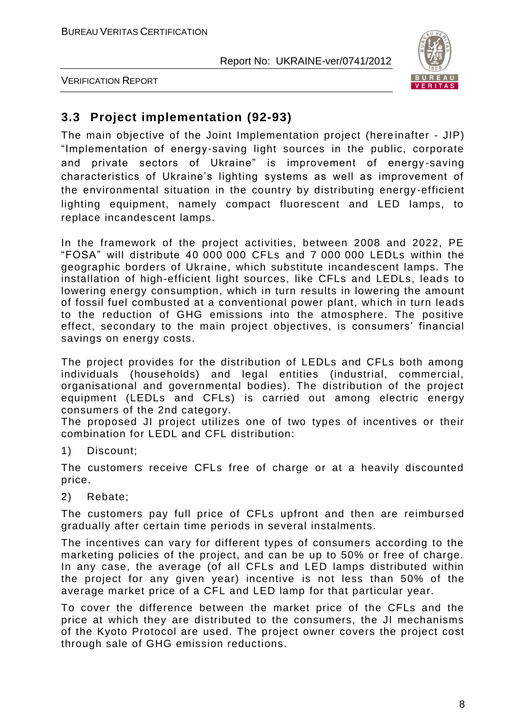## 3.3 Project implementation (92-93)

The main objective of the Joint Implementation project (hereinafter - JIP) "Implementation of energy-saving light sources in the public, corporate and private sectors of Ukraine" is improvement of energy-saving characteristics of Ukraine's lighting systems as well as improvement of the environmental situation in the country by distributing energy-efficient lighting equipment, namely compact fluorescent and LED lamps, to replace incandescent lamps.

In the framework of the project activities, between 2008 and 2022, PE "FOSA" will distribute 40 000 000 CFLs and 7 000 000 LEDLs within the geographic borders of Ukraine, which substitute incandescent lamps. The installation of high-efficient light sources, like CFLs and LEDLs, leads to lowering energy consumption, which in turn results in lowering the amount of fossil fuel combusted at a conventional power plant, which in turn leads to the reduction of GHG emissions into the atmosphere. The positive effect, secondary to the main project objectives, is consumers' financial savings on energy costs.

The project provides for the distribution of LEDLs and CFLs both among individuals (households) and legal entities (industrial, commercial, organisational and governmental bodies). The distribution of the project equipment (LEDLs and CFLs) is carried out among electric energy consumers of the 2nd category.

The proposed JI project utilizes one of two types of incentives or their combination for LEDL and CFL distribution:

1) Discount;

The customers receive CFLs free of charge or at a heavily discounted price.

2) Rebate;

The customers pay full price of CFLs upfront and then are reimbursed gradually after certain time periods in several instalments.

The incentives can vary for different types of consumers according to the marketing policies of the project, and can be up to 50% or free of charge. In any case, the average (of all CFLs and LED lamps distributed within the project for any given year) incentive is not less than 50% of the average market price of a CFL and LED lamp for that particular year.

To cover the difference between the market price of the CFLs and the price at which they are distributed to the consumers, the JI mechanisms of the Kyoto Protocol are used. The project owner covers the project cost through sale of GHG emission reductions.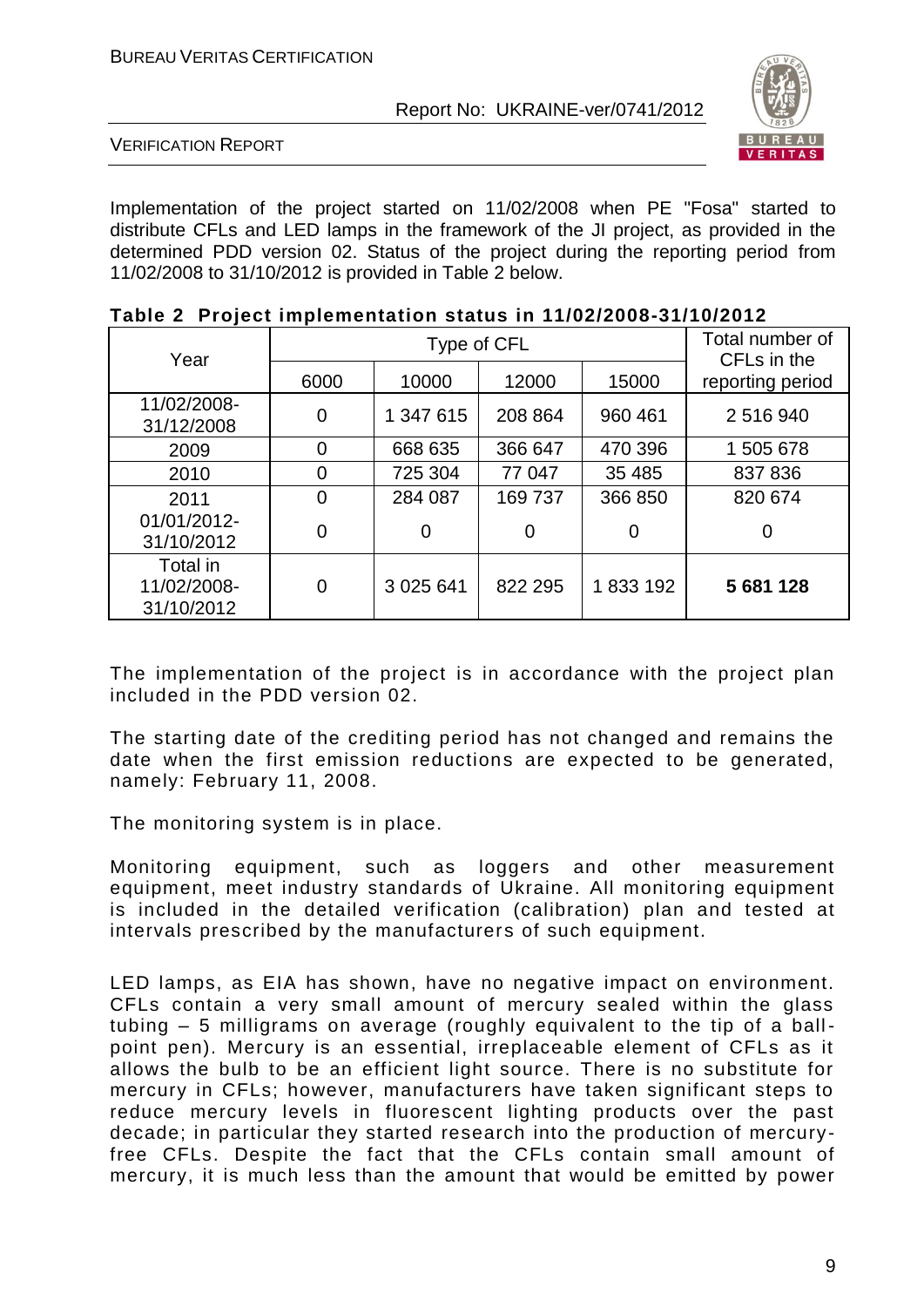Implementation of the project started on 11/02/2008 when PE "Fosa" started to distribute CFLs and LED lamps in the framework of the JI project, as provided in the determined PDD version 02. Status of the project during the reporting period from 11/02/2008 to 31/10/2012 is provided in Table 2 below.

**Table 2 Project implementation status in 11/02/2008-31/10/2012**

| Year | Type of CFL | | | | Total number of CFLs in the reporting period |
|---|---|---|---|---|---|
| | 6000 | 10000 | 12000 | 15000 | |
| 11/02/2008-31/12/2008 | 0 | 1 347 615 | 208 864 | 960 461 | 2 516 940 |
| 2009 | 0 | 668 635 | 366 647 | 470 396 | 1 505 678 |
| 2010 | 0 | 725 304 | 77 047 | 35 485 | 837 836 |
| 2011 | 0 | 284 087 | 169 737 | 366 850 | 820 674 |
| 01/01/2012-31/10/2012 | 0 | 0 | 0 | 0 | 0 |
| Total in 11/02/2008-31/10/2012 | 0 | 3 025 641 | 822 295 | 1 833 192 | **5 681 128** |

The implementation of the project is in accordance with the project plan included in the PDD version 02.

The starting date of the crediting period has not changed and remains the date when the first emission reductions are expected to be generated, namely: February 11, 2008.

The monitoring system is in place.

Monitoring equipment, such as loggers and other measurement equipment, meet industry standards of Ukraine. All monitoring equipment is included in the detailed verification (calibration) plan and tested at intervals prescribed by the manufacturers of such equipment.

LED lamps, as EIA has shown, have no negative impact on environment. CFLs contain a very small amount of mercury sealed within the glass tubing – 5 milligrams on average (roughly equivalent to the tip of a ball-point pen). Mercury is an essential, irreplaceable element of CFLs as it allows the bulb to be an efficient light source. There is no substitute for mercury in CFLs; however, manufacturers have taken significant steps to reduce mercury levels in fluorescent lighting products over the past decade; in particular they started research into the production of mercury-free CFLs. Despite the fact that the CFLs contain small amount of mercury, it is much less than the amount that would be emitted by power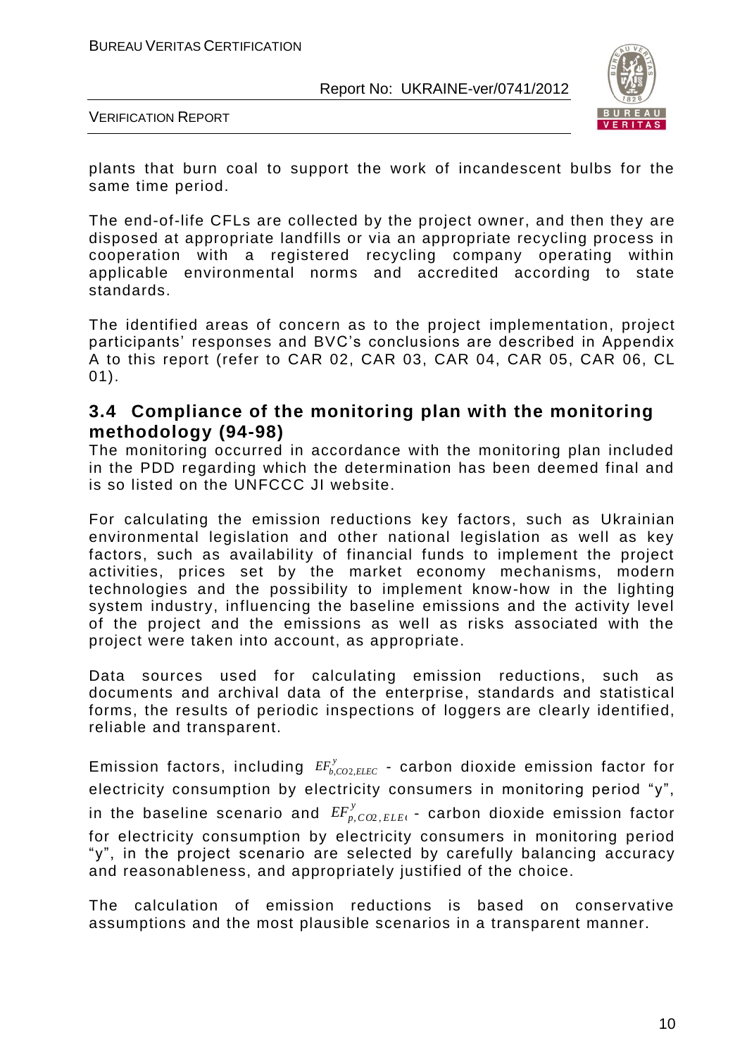plants that burn coal to support the work of incandescent bulbs for the same time period.

The end-of-life CFLs are collected by the project owner, and then they are disposed at appropriate landfills or via an appropriate recycling process in cooperation with a registered recycling company operating within applicable environmental norms and accredited according to state standards.

The identified areas of concern as to the project implementation, project participants' responses and BVC's conclusions are described in Appendix A to this report (refer to CAR 02, CAR 03, CAR 04, CAR 05, CAR 06, CL 01).

### 3.4 Compliance of the monitoring plan with the monitoring methodology (94-98)

The monitoring occurred in accordance with the monitoring plan included in the PDD regarding which the determination has been deemed final and is so listed on the UNFCCC JI website.

For calculating the emission reductions key factors, such as Ukrainian environmental legislation and other national legislation as well as key factors, such as availability of financial funds to implement the project activities, prices set by the market economy mechanisms, modern technologies and the possibility to implement know-how in the lighting system industry, influencing the baseline emissions and the activity level of the project and the emissions as well as risks associated with the project were taken into account, as appropriate.

Data sources used for calculating emission reductions, such as documents and archival data of the enterprise, standards and statistical forms, the results of periodic inspections of loggers are clearly identified, reliable and transparent.

Emission factors, including $EF^{y}_{b,CO2,ELEC}$ - carbon dioxide emission factor for electricity consumption by electricity consumers in monitoring period "y", in the baseline scenario and $EF^{y}_{p,CO2,ELEC}$ - carbon dioxide emission factor for electricity consumption by electricity consumers in monitoring period "y", in the project scenario are selected by carefully balancing accuracy and reasonableness, and appropriately justified of the choice.

The calculation of emission reductions is based on conservative assumptions and the most plausible scenarios in a transparent manner.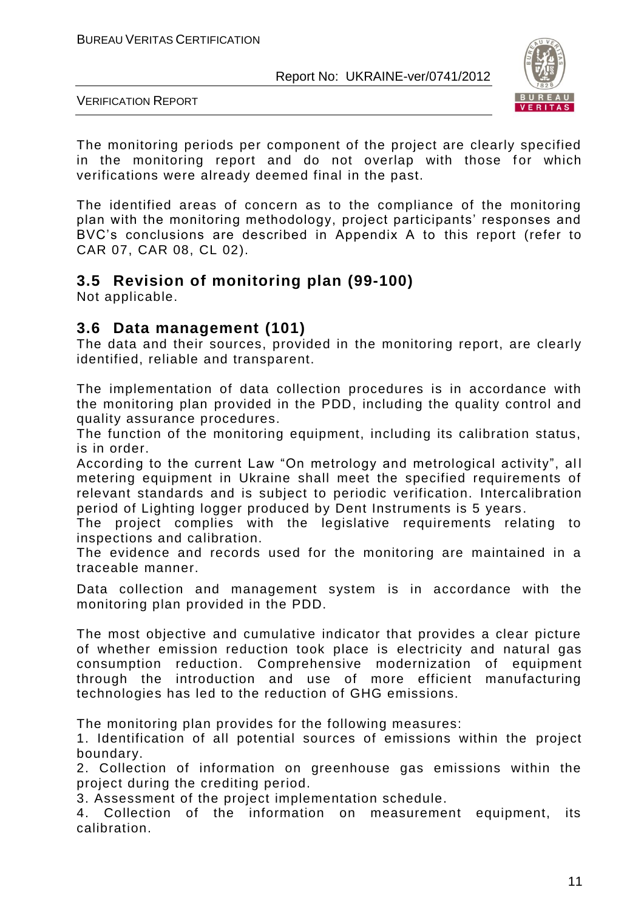The monitoring periods per component of the project are clearly specified in the monitoring report and do not overlap with those for which verifications were already deemed final in the past.

The identified areas of concern as to the compliance of the monitoring plan with the monitoring methodology, project participants' responses and BVC's conclusions are described in Appendix A to this report (refer to CAR 07, CAR 08, CL 02).

## 3.5 Revision of monitoring plan (99-100)

Not applicable.

## 3.6 Data management (101)

The data and their sources, provided in the monitoring report, are clearly identified, reliable and transparent.

The implementation of data collection procedures is in accordance with the monitoring plan provided in the PDD, including the quality control and quality assurance procedures.
The function of the monitoring equipment, including its calibration status, is in order.
According to the current Law "On metrology and metrological activity", all metering equipment in Ukraine shall meet the specified requirements of relevant standards and is subject to periodic verification. Intercalibration period of Lighting logger produced by Dent Instruments is 5 years.
The project complies with the legislative requirements relating to inspections and calibration.
The evidence and records used for the monitoring are maintained in a traceable manner.

Data collection and management system is in accordance with the monitoring plan provided in the PDD.

The most objective and cumulative indicator that provides a clear picture of whether emission reduction took place is electricity and natural gas consumption reduction. Comprehensive modernization of equipment through the introduction and use of more efficient manufacturing technologies has led to the reduction of GHG emissions.

The monitoring plan provides for the following measures:
1. Identification of all potential sources of emissions within the project boundary.
2. Collection of information on greenhouse gas emissions within the project during the crediting period.
3. Assessment of the project implementation schedule.
4. Collection of the information on measurement equipment, its calibration.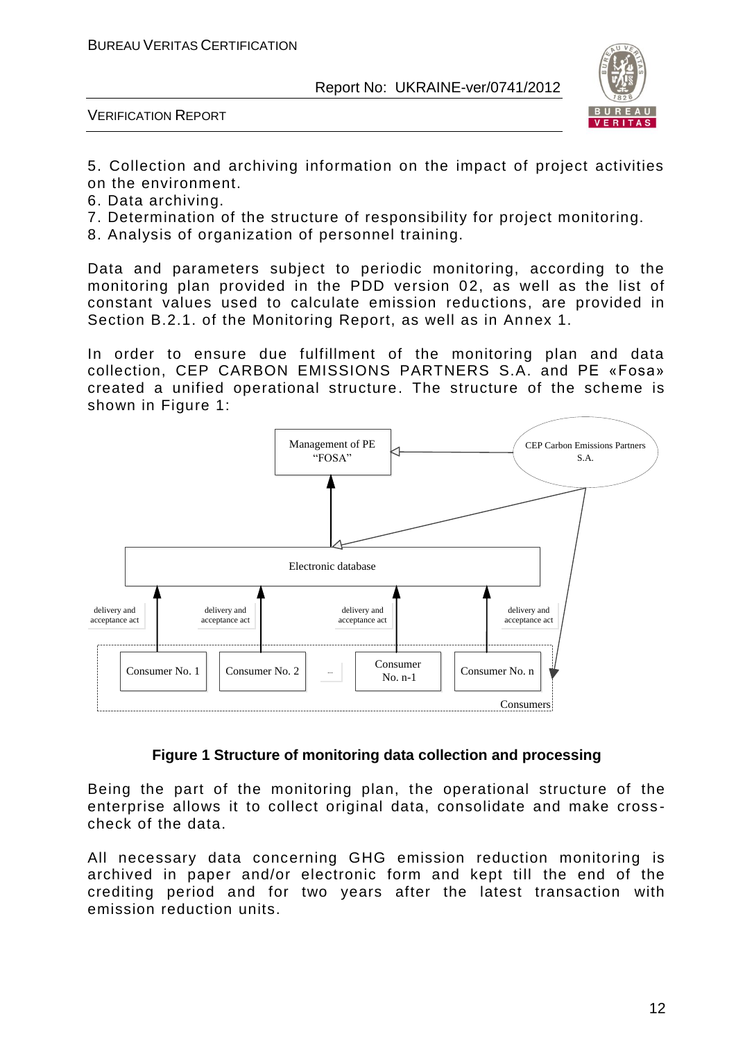5. Collection and archiving information on the impact of project activities on the environment.
6. Data archiving.
7. Determination of the structure of responsibility for project monitoring.
8. Analysis of organization of personnel training.

Data and parameters subject to periodic monitoring, according to the monitoring plan provided in the PDD version 02, as well as the list of constant values used to calculate emission reductions, are provided in Section B.2.1. of the Monitoring Report, as well as in Annex 1.

In order to ensure due fulfillment of the monitoring plan and data collection, CEP CARBON EMISSIONS PARTNERS S.A. and PE «Fosa» created a unified operational structure. The structure of the scheme is shown in Figure 1:

Management of PE "FOSA"

CEP Carbon Emissions Partners S.A.

Electronic database

delivery and acceptance act

Consumer No. 1 | Consumer No. 2 | ... | Consumer No. n-1 | Consumer No. n

Consumers

**Figure 1 Structure of monitoring data collection and processing**

Being the part of the monitoring plan, the operational structure of the enterprise allows it to collect original data, consolidate and make cross-check of the data.

All necessary data concerning GHG emission reduction monitoring is archived in paper and/or electronic form and kept till the end of the crediting period and for two years after the latest transaction with emission reduction units.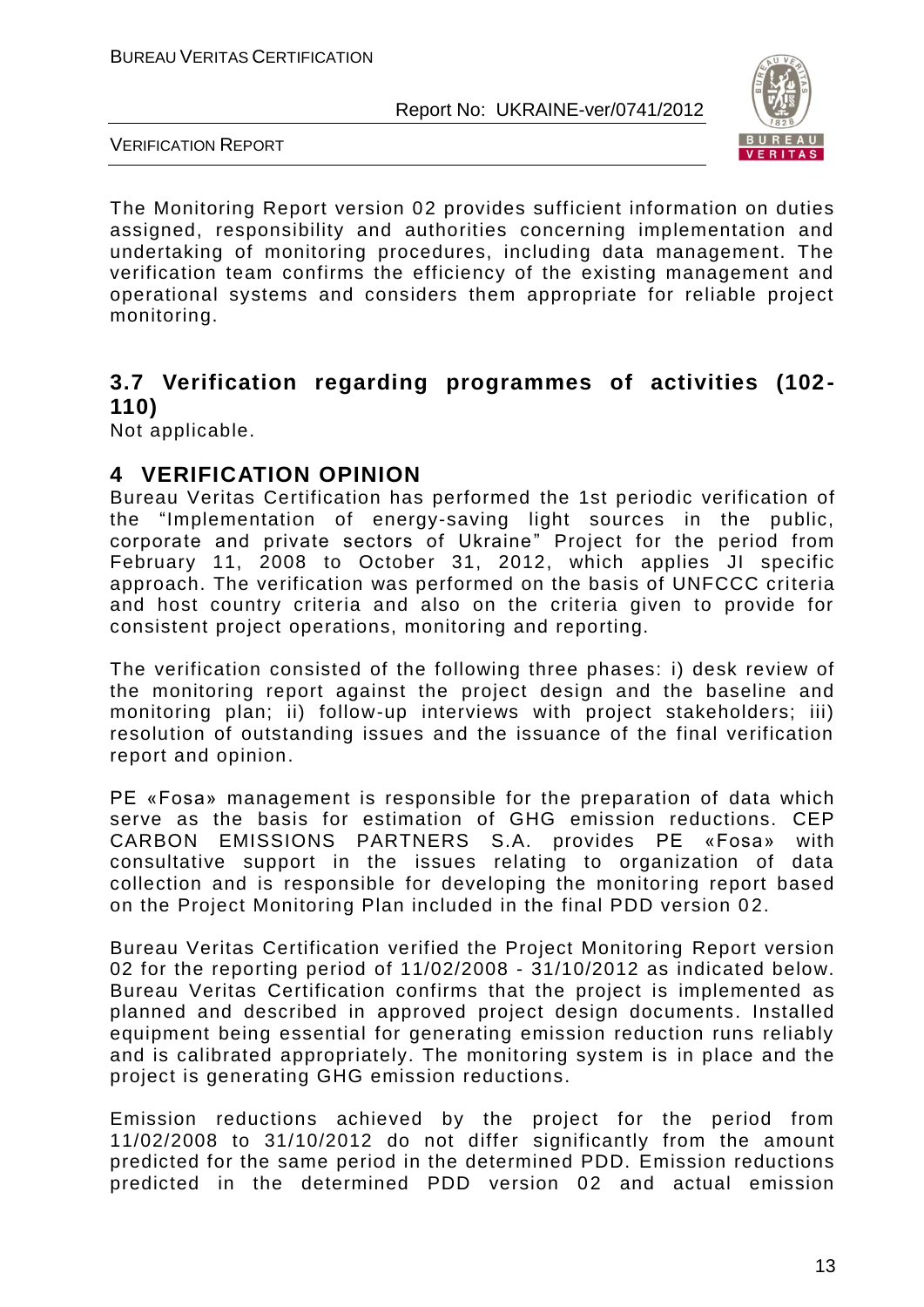The Monitoring Report version 02 provides sufficient information on duties assigned, responsibility and authorities concerning implementation and undertaking of monitoring procedures, including data management. The verification team confirms the efficiency of the existing management and operational systems and considers them appropriate for reliable project monitoring.

## 3.7 Verification regarding programmes of activities (102-110)

Not applicable.

# 4 VERIFICATION OPINION

Bureau Veritas Certification has performed the 1st periodic verification of the "Implementation of energy-saving light sources in the public, corporate and private sectors of Ukraine" Project for the period from February 11, 2008 to October 31, 2012, which applies JI specific approach. The verification was performed on the basis of UNFCCC criteria and host country criteria and also on the criteria given to provide for consistent project operations, monitoring and reporting.

The verification consisted of the following three phases: i) desk review of the monitoring report against the project design and the baseline and monitoring plan; ii) follow-up interviews with project stakeholders; iii) resolution of outstanding issues and the issuance of the final verification report and opinion.

PE «Fosa» management is responsible for the preparation of data which serve as the basis for estimation of GHG emission reductions. CEP CARBON EMISSIONS PARTNERS S.A. provides PE «Fosa» with consultative support in the issues relating to organization of data collection and is responsible for developing the monitoring report based on the Project Monitoring Plan included in the final PDD version 02.

Bureau Veritas Certification verified the Project Monitoring Report version 02 for the reporting period of 11/02/2008 - 31/10/2012 as indicated below. Bureau Veritas Certification confirms that the project is implemented as planned and described in approved project design documents. Installed equipment being essential for generating emission reduction runs reliably and is calibrated appropriately. The monitoring system is in place and the project is generating GHG emission reductions.

Emission reductions achieved by the project for the period from 11/02/2008 to 31/10/2012 do not differ significantly from the amount predicted for the same period in the determined PDD. Emission reductions predicted in the determined PDD version 02 and actual emission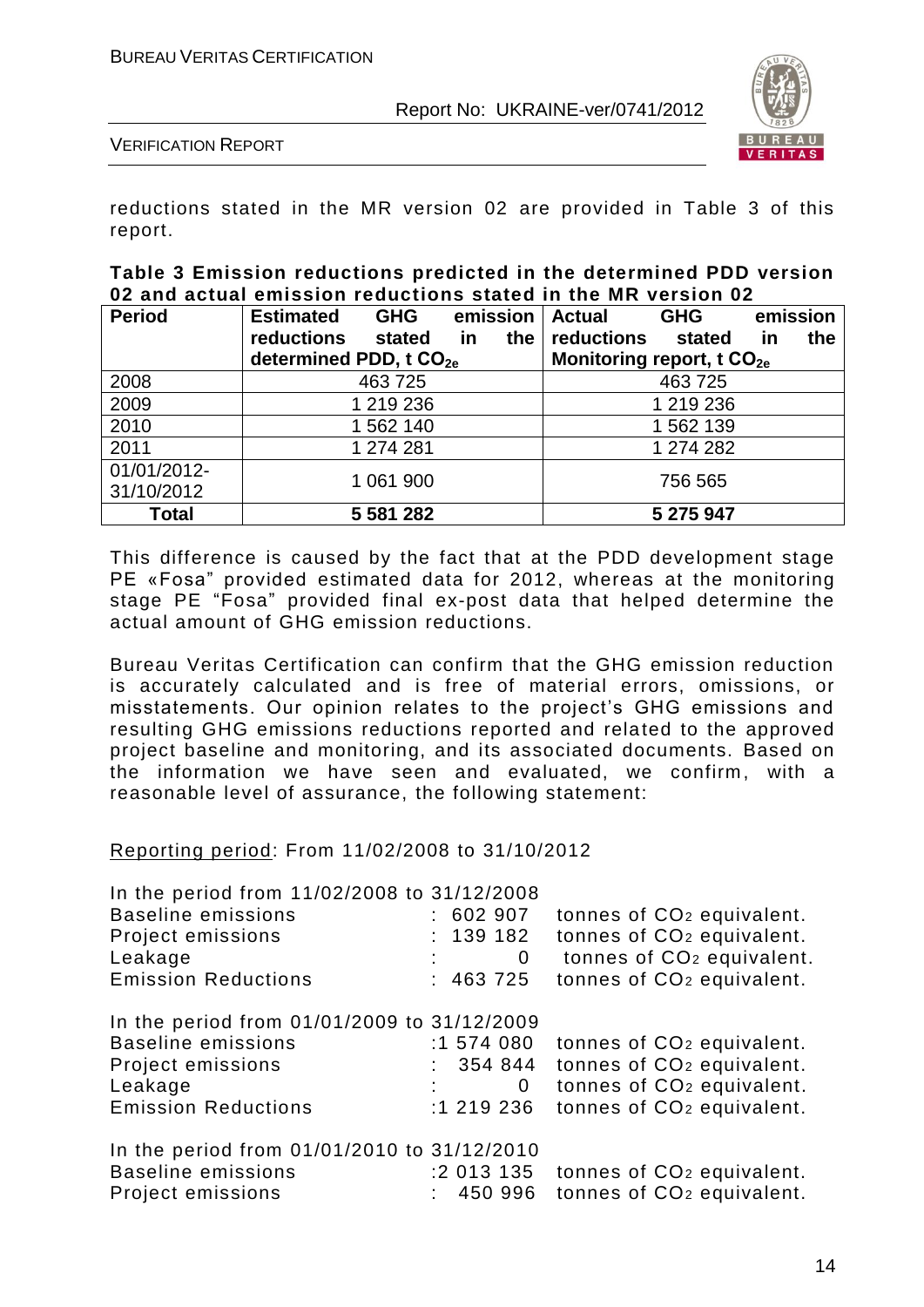reductions stated in the MR version 02 are provided in Table 3 of this report.

**Table 3 Emission reductions predicted in the determined PDD version 02 and actual emission reductions stated in the MR version 02**

| Period | Estimated GHG emission reductions stated in the determined PDD, t $CO_{2e}$ | Actual GHG emission reductions stated in the Monitoring report, t $CO_{2e}$ |
|---|---|---|
| 2008 | 463 725 | 463 725 |
| 2009 | 1 219 236 | 1 219 236 |
| 2010 | 1 562 140 | 1 562 139 |
| 2011 | 1 274 281 | 1 274 282 |
| 01/01/2012-31/10/2012 | 1 061 900 | 756 565 |
| **Total** | **5 581 282** | **5 275 947** |

This difference is caused by the fact that at the PDD development stage PE «Fosa" provided estimated data for 2012, whereas at the monitoring stage PE "Fosa" provided final ex-post data that helped determine the actual amount of GHG emission reductions.

Bureau Veritas Certification can confirm that the GHG emission reduction is accurately calculated and is free of material errors, omissions, or misstatements. Our opinion relates to the project's GHG emissions and resulting GHG emissions reductions reported and related to the approved project baseline and monitoring, and its associated documents. Based on the information we have seen and evaluated, we confirm, with a reasonable level of assurance, the following statement:

Reporting period: From 11/02/2008 to 31/10/2012

In the period from 11/02/2008 to 31/12/2008

| | | |
|---|---|---|
| Baseline emissions | : 602 907 | tonnes of $CO_2$ equivalent. |
| Project emissions | : 139 182 | tonnes of $CO_2$ equivalent. |
| Leakage | : 0 | tonnes of $CO_2$ equivalent. |
| Emission Reductions | : 463 725 | tonnes of $CO_2$ equivalent. |

In the period from 01/01/2009 to 31/12/2009

| | | |
|---|---|---|
| Baseline emissions | :1 574 080 | tonnes of $CO_2$ equivalent. |
| Project emissions | : 354 844 | tonnes of $CO_2$ equivalent. |
| Leakage | : 0 | tonnes of $CO_2$ equivalent. |
| Emission Reductions | :1 219 236 | tonnes of $CO_2$ equivalent. |

In the period from 01/01/2010 to 31/12/2010

| | | |
|---|---|---|
| Baseline emissions | :2 013 135 | tonnes of $CO_2$ equivalent. |
| Project emissions | : 450 996 | tonnes of $CO_2$ equivalent. |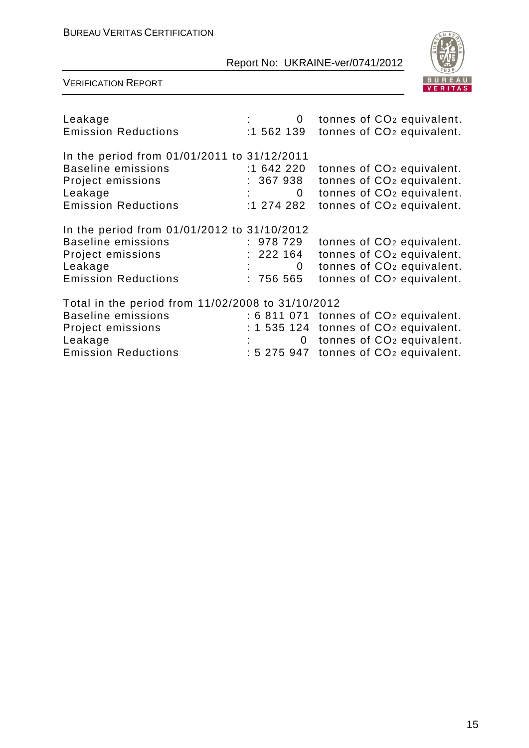Leakage : 0 tonnes of $CO_2$ equivalent.
Emission Reductions :1 562 139 tonnes of $CO_2$ equivalent.

In the period from 01/01/2011 to 31/12/2011
Baseline emissions :1 642 220 tonnes of $CO_2$ equivalent.
Project emissions : 367 938 tonnes of $CO_2$ equivalent.
Leakage : 0 tonnes of $CO_2$ equivalent.
Emission Reductions :1 274 282 tonnes of $CO_2$ equivalent.

In the period from 01/01/2012 to 31/10/2012
Baseline emissions : 978 729 tonnes of $CO_2$ equivalent.
Project emissions : 222 164 tonnes of $CO_2$ equivalent.
Leakage : 0 tonnes of $CO_2$ equivalent.
Emission Reductions : 756 565 tonnes of $CO_2$ equivalent.

Total in the period from 11/02/2008 to 31/10/2012
Baseline emissions : 6 811 071 tonnes of $CO_2$ equivalent.
Project emissions : 1 535 124 tonnes of $CO_2$ equivalent.
Leakage : 0 tonnes of $CO_2$ equivalent.
Emission Reductions : 5 275 947 tonnes of $CO_2$ equivalent.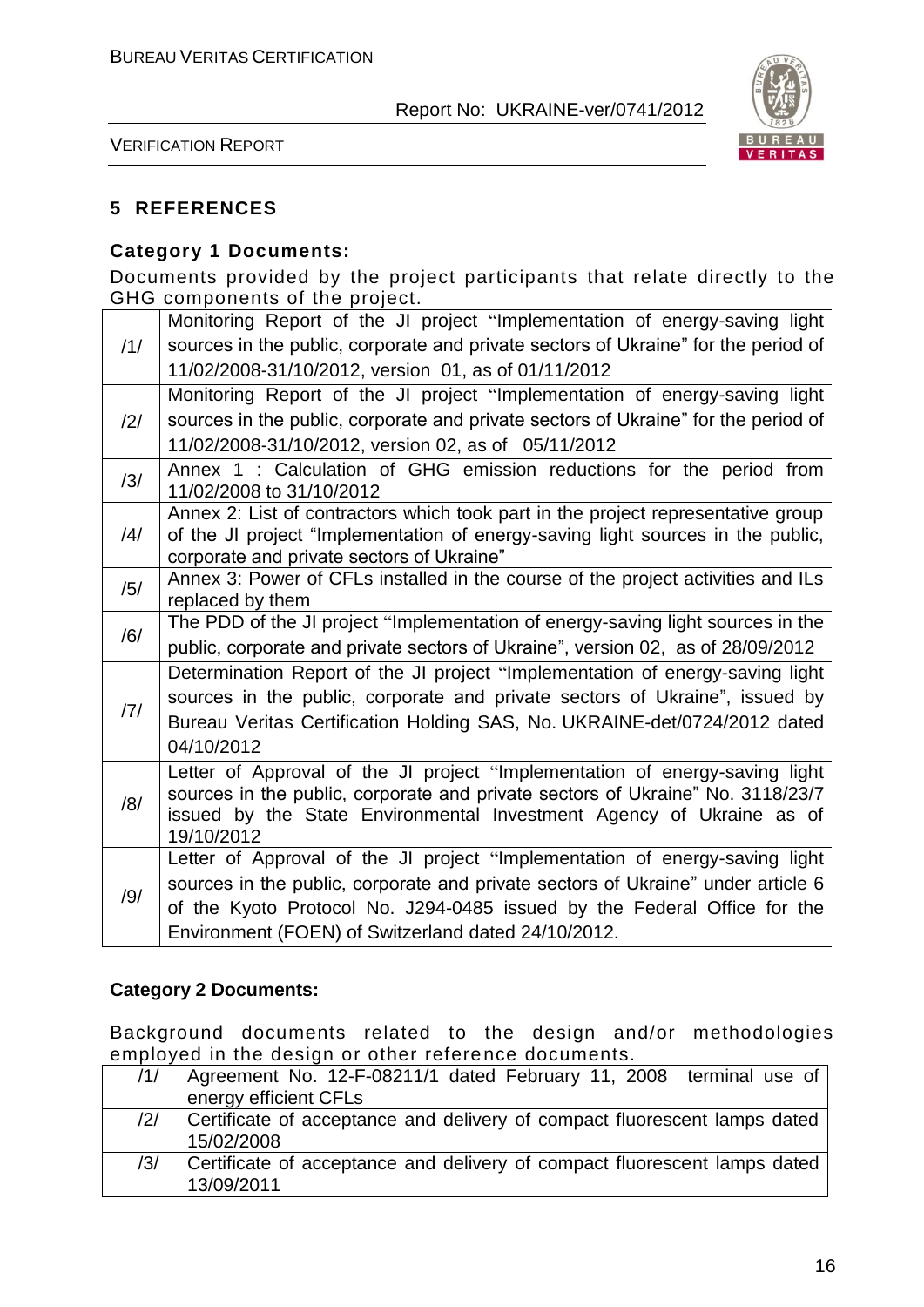## 5 REFERENCES

### Category 1 Documents:

Documents provided by the project participants that relate directly to the GHG components of the project.

| | |
|---|---|
| /1/ | Monitoring Report of the JI project "Implementation of energy-saving light sources in the public, corporate and private sectors of Ukraine" for the period of 11/02/2008-31/10/2012, version 01, as of 01/11/2012 |
| /2/ | Monitoring Report of the JI project "Implementation of energy-saving light sources in the public, corporate and private sectors of Ukraine" for the period of 11/02/2008-31/10/2012, version 02, as of 05/11/2012 |
| /3/ | Annex 1 : Calculation of GHG emission reductions for the period from 11/02/2008 to 31/10/2012 |
| /4/ | Annex 2: List of contractors which took part in the project representative group of the JI project "Implementation of energy-saving light sources in the public, corporate and private sectors of Ukraine" |
| /5/ | Annex 3: Power of CFLs installed in the course of the project activities and ILs replaced by them |
| /6/ | The PDD of the JI project "Implementation of energy-saving light sources in the public, corporate and private sectors of Ukraine", version 02, as of 28/09/2012 |
| /7/ | Determination Report of the JI project "Implementation of energy-saving light sources in the public, corporate and private sectors of Ukraine", issued by Bureau Veritas Certification Holding SAS, No. UKRAINE-det/0724/2012 dated 04/10/2012 |
| /8/ | Letter of Approval of the JI project "Implementation of energy-saving light sources in the public, corporate and private sectors of Ukraine" No. 3118/23/7 issued by the State Environmental Investment Agency of Ukraine as of 19/10/2012 |
| /9/ | Letter of Approval of the JI project "Implementation of energy-saving light sources in the public, corporate and private sectors of Ukraine" under article 6 of the Kyoto Protocol No. J294-0485 issued by the Federal Office for the Environment (FOEN) of Switzerland dated 24/10/2012. |

### Category 2 Documents:

Background documents related to the design and/or methodologies employed in the design or other reference documents.

| | |
|---|---|
| /1/ | Agreement No. 12-F-08211/1 dated February 11, 2008 terminal use of energy efficient CFLs |
| /2/ | Certificate of acceptance and delivery of compact fluorescent lamps dated 15/02/2008 |
| /3/ | Certificate of acceptance and delivery of compact fluorescent lamps dated 13/09/2011 |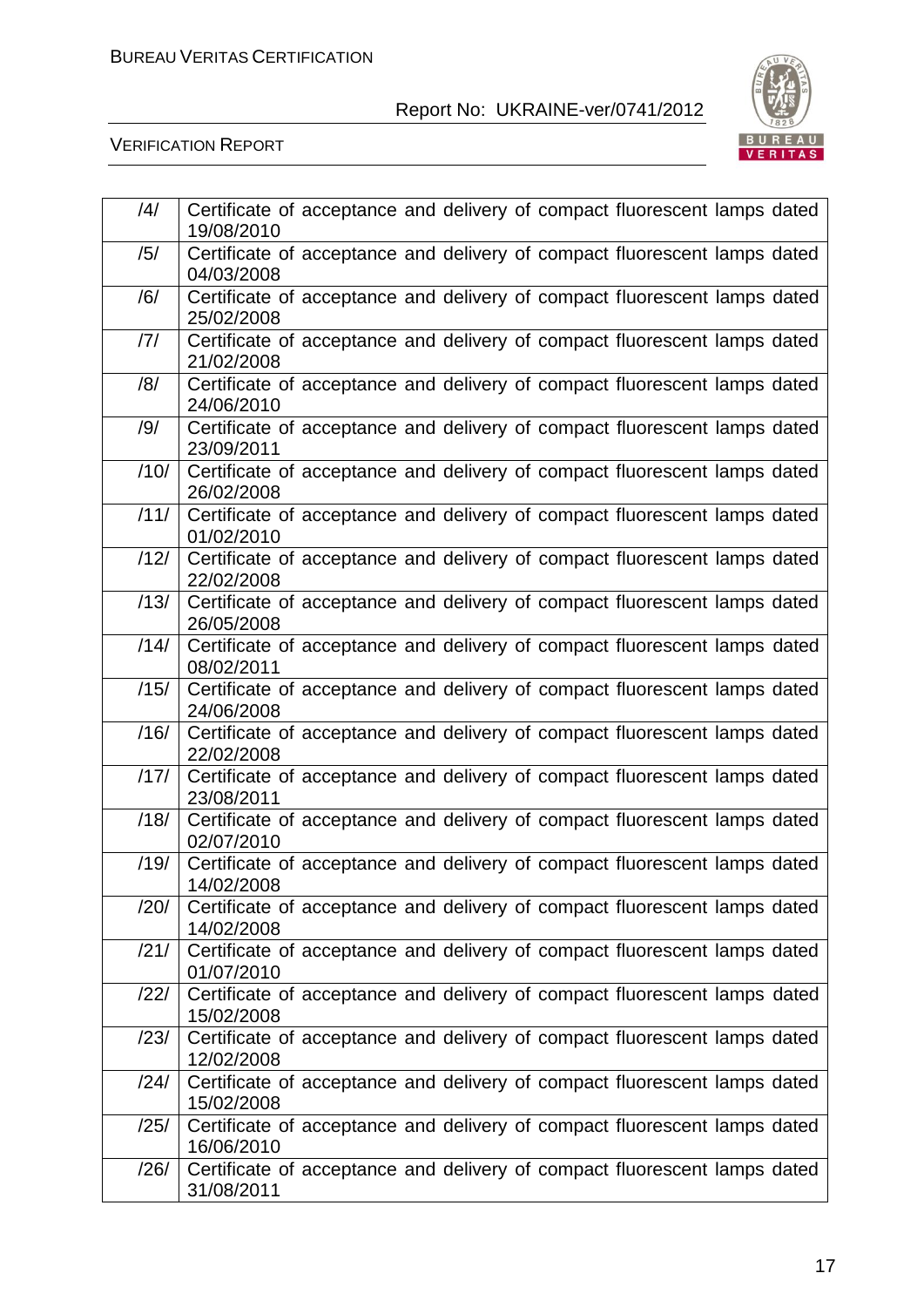| | |
|---|---|
| /4/ | Certificate of acceptance and delivery of compact fluorescent lamps dated 19/08/2010 |
| /5/ | Certificate of acceptance and delivery of compact fluorescent lamps dated 04/03/2008 |
| /6/ | Certificate of acceptance and delivery of compact fluorescent lamps dated 25/02/2008 |
| /7/ | Certificate of acceptance and delivery of compact fluorescent lamps dated 21/02/2008 |
| /8/ | Certificate of acceptance and delivery of compact fluorescent lamps dated 24/06/2010 |
| /9/ | Certificate of acceptance and delivery of compact fluorescent lamps dated 23/09/2011 |
| /10/ | Certificate of acceptance and delivery of compact fluorescent lamps dated 26/02/2008 |
| /11/ | Certificate of acceptance and delivery of compact fluorescent lamps dated 01/02/2010 |
| /12/ | Certificate of acceptance and delivery of compact fluorescent lamps dated 22/02/2008 |
| /13/ | Certificate of acceptance and delivery of compact fluorescent lamps dated 26/05/2008 |
| /14/ | Certificate of acceptance and delivery of compact fluorescent lamps dated 08/02/2011 |
| /15/ | Certificate of acceptance and delivery of compact fluorescent lamps dated 24/06/2008 |
| /16/ | Certificate of acceptance and delivery of compact fluorescent lamps dated 22/02/2008 |
| /17/ | Certificate of acceptance and delivery of compact fluorescent lamps dated 23/08/2011 |
| /18/ | Certificate of acceptance and delivery of compact fluorescent lamps dated 02/07/2010 |
| /19/ | Certificate of acceptance and delivery of compact fluorescent lamps dated 14/02/2008 |
| /20/ | Certificate of acceptance and delivery of compact fluorescent lamps dated 14/02/2008 |
| /21/ | Certificate of acceptance and delivery of compact fluorescent lamps dated 01/07/2010 |
| /22/ | Certificate of acceptance and delivery of compact fluorescent lamps dated 15/02/2008 |
| /23/ | Certificate of acceptance and delivery of compact fluorescent lamps dated 12/02/2008 |
| /24/ | Certificate of acceptance and delivery of compact fluorescent lamps dated 15/02/2008 |
| /25/ | Certificate of acceptance and delivery of compact fluorescent lamps dated 16/06/2010 |
| /26/ | Certificate of acceptance and delivery of compact fluorescent lamps dated 31/08/2011 |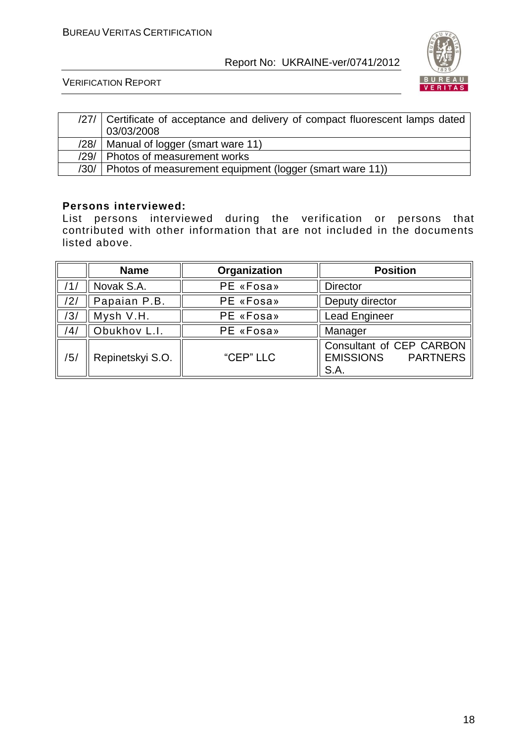| | |
|---|---|
| /27/ | Certificate of acceptance and delivery of compact fluorescent lamps dated 03/03/2008 |
| /28/ | Manual of logger (smart ware 11) |
| /29/ | Photos of measurement works |
| /30/ | Photos of measurement equipment (logger (smart ware 11)) |

**Persons interviewed:**

List persons interviewed during the verification or persons that contributed with other information that are not included in the documents listed above.

| | Name | Organization | Position |
|---|---|---|---|
| /1/ | Novak S.A. | PE «Fosa» | Director |
| /2/ | Papaian P.B. | PE «Fosa» | Deputy director |
| /3/ | Mysh V.H. | PE «Fosa» | Lead Engineer |
| /4/ | Obukhov L.I. | PE «Fosa» | Manager |
| /5/ | Repinetskyi S.O. | "CEP" LLC | Consultant of CEP CARBON EMISSIONS PARTNERS S.A. |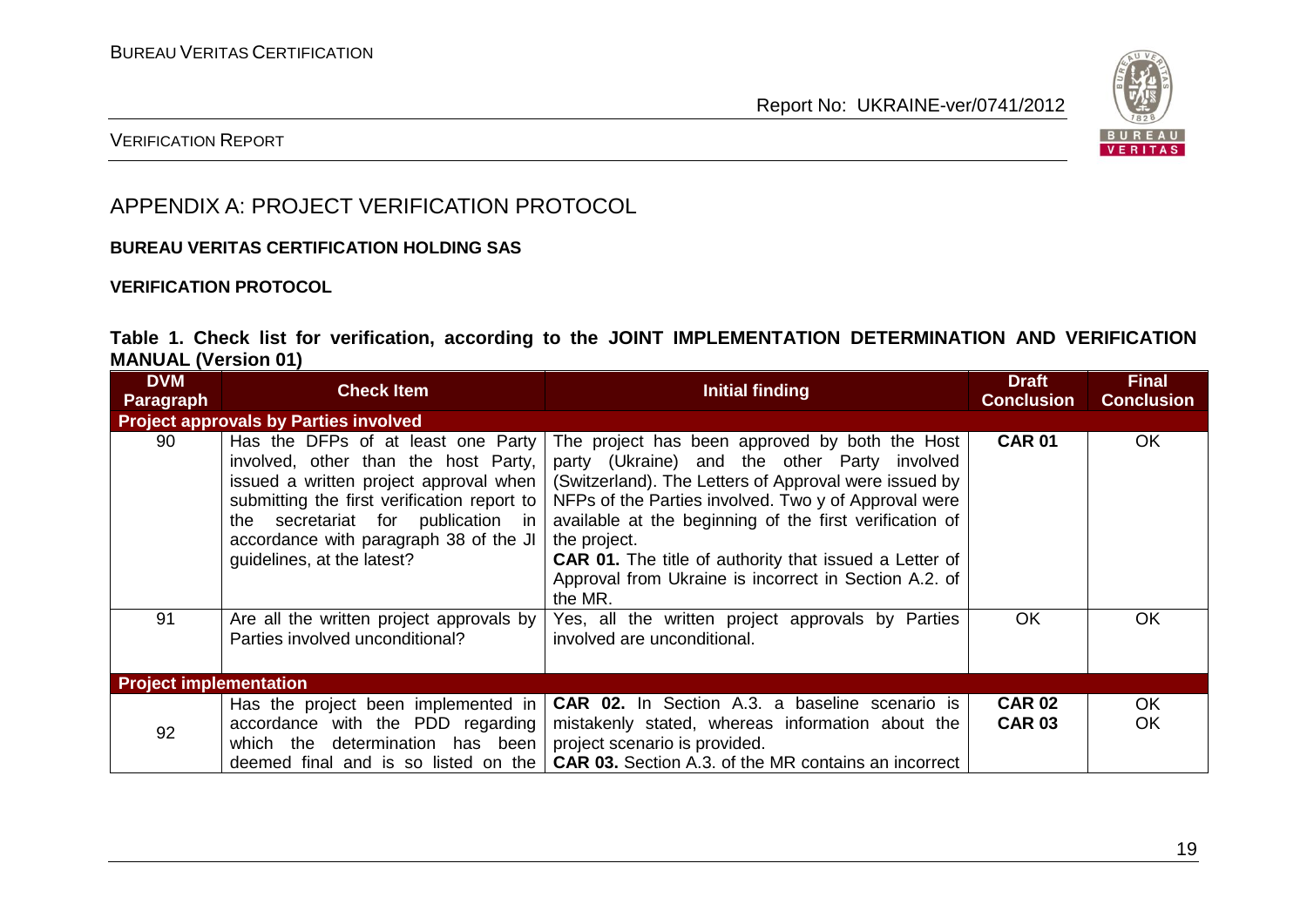# APPENDIX A: PROJECT VERIFICATION PROTOCOL

**BUREAU VERITAS CERTIFICATION HOLDING SAS**

**VERIFICATION PROTOCOL**

**Table 1. Check list for verification, according to the JOINT IMPLEMENTATION DETERMINATION AND VERIFICATION MANUAL (Version 01)**

| DVM Paragraph | Check Item | Initial finding | Draft Conclusion | Final Conclusion |
|---|---|---|---|---|
| **Project approvals by Parties involved** | | | | |
| 90 | Has the DFPs of at least one Party involved, other than the host Party, issued a written project approval when submitting the first verification report to the secretariat for publication in accordance with paragraph 38 of the JI guidelines, at the latest? | The project has been approved by both the Host party (Ukraine) and the other Party involved (Switzerland). The Letters of Approval were issued by NFPs of the Parties involved. Two y of Approval were available at the beginning of the first verification of the project.<br>**CAR 01.** The title of authority that issued a Letter of Approval from Ukraine is incorrect in Section A.2. of the MR. | **CAR 01** | OK |
| 91 | Are all the written project approvals by Parties involved unconditional? | Yes, all the written project approvals by Parties involved are unconditional. | OK | OK |
| **Project implementation** | | | | |
| 92 | Has the project been implemented in accordance with the PDD regarding which the determination has been deemed final and is so listed on the | **CAR 02.** In Section A.3. a baseline scenario is mistakenly stated, whereas information about the project scenario is provided.<br>**CAR 03.** Section A.3. of the MR contains an incorrect | **CAR 02**<br>**CAR 03** | OK<br>OK |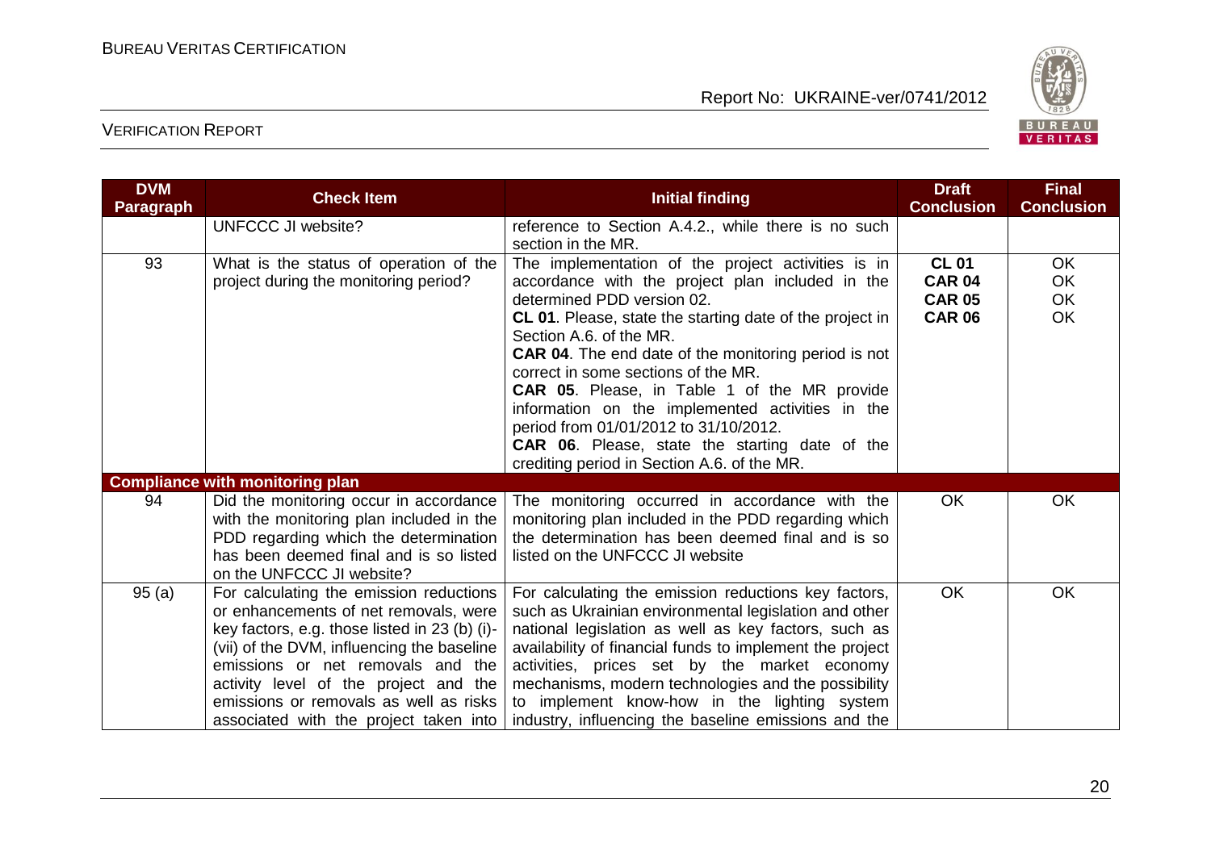| DVM Paragraph | Check Item | Initial finding | Draft Conclusion | Final Conclusion |
|---|---|---|---|---|
| | UNFCCC JI website? | reference to Section A.4.2., while there is no such section in the MR. | | |
| 93 | What is the status of operation of the project during the monitoring period? | The implementation of the project activities is in accordance with the project plan included in the determined PDD version 02.<br>**CL 01**. Please, state the starting date of the project in Section A.6. of the MR.<br>**CAR 04**. The end date of the monitoring period is not correct in some sections of the MR.<br>**CAR 05**. Please, in Table 1 of the MR provide information on the implemented activities in the period from 01/01/2012 to 31/10/2012.<br>**CAR 06**. Please, state the starting date of the crediting period in Section A.6. of the MR. | **CL 01**<br>**CAR 04**<br>**CAR 05**<br>**CAR 06** | OK<br>OK<br>OK<br>OK |
| **Compliance with monitoring plan** | | | | |
| 94 | Did the monitoring occur in accordance with the monitoring plan included in the PDD regarding which the determination has been deemed final and is so listed on the UNFCCC JI website? | The monitoring occurred in accordance with the monitoring plan included in the PDD regarding which the determination has been deemed final and is so listed on the UNFCCC JI website | OK | OK |
| 95 (a) | For calculating the emission reductions or enhancements of net removals, were key factors, e.g. those listed in 23 (b) (i)-(vii) of the DVM, influencing the baseline emissions or net removals and the activity level of the project and the emissions or removals as well as risks associated with the project taken into | For calculating the emission reductions key factors, such as Ukrainian environmental legislation and other national legislation as well as key factors, such as availability of financial funds to implement the project activities, prices set by the market economy mechanisms, modern technologies and the possibility to implement know-how in the lighting system industry, influencing the baseline emissions and the | OK | OK |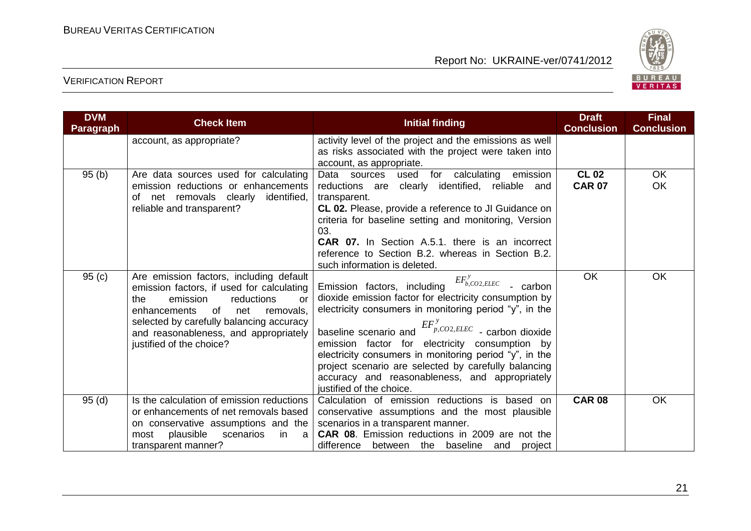| DVM Paragraph | Check Item | Initial finding | Draft Conclusion | Final Conclusion |
|---|---|---|---|---|
| | account, as appropriate? | activity level of the project and the emissions as well as risks associated with the project were taken into account, as appropriate. | | |
| 95 (b) | Are data sources used for calculating emission reductions or enhancements of net removals clearly identified, reliable and transparent? | Data sources used for calculating emission reductions are clearly identified, reliable and transparent.<br>**CL 02.** Please, provide a reference to JI Guidance on criteria for baseline setting and monitoring, Version 03.<br>**CAR 07.** In Section A.5.1. there is an incorrect reference to Section B.2. whereas in Section B.2. such information is deleted. | **CL 02**<br>**CAR 07** | OK<br>OK |
| 95 (c) | Are emission factors, including default emission factors, if used for calculating the emission reductions or enhancements of net removals, selected by carefully balancing accuracy and reasonableness, and appropriately justified of the choice? | Emission factors, including $EF^{y}_{b,CO2,ELEC}$ - carbon dioxide emission factor for electricity consumption by electricity consumers in monitoring period "y", in the baseline scenario and $EF^{y}_{p,CO2,ELEC}$ - carbon dioxide emission factor for electricity consumption by electricity consumers in monitoring period "y", in the project scenario are selected by carefully balancing accuracy and reasonableness, and appropriately justified of the choice. | OK | OK |
| 95 (d) | Is the calculation of emission reductions or enhancements of net removals based on conservative assumptions and the most plausible scenarios in a transparent manner? | Calculation of emission reductions is based on conservative assumptions and the most plausible scenarios in a transparent manner.<br>**CAR 08**. Emission reductions in 2009 are not the difference between the baseline and project | **CAR 08** | OK |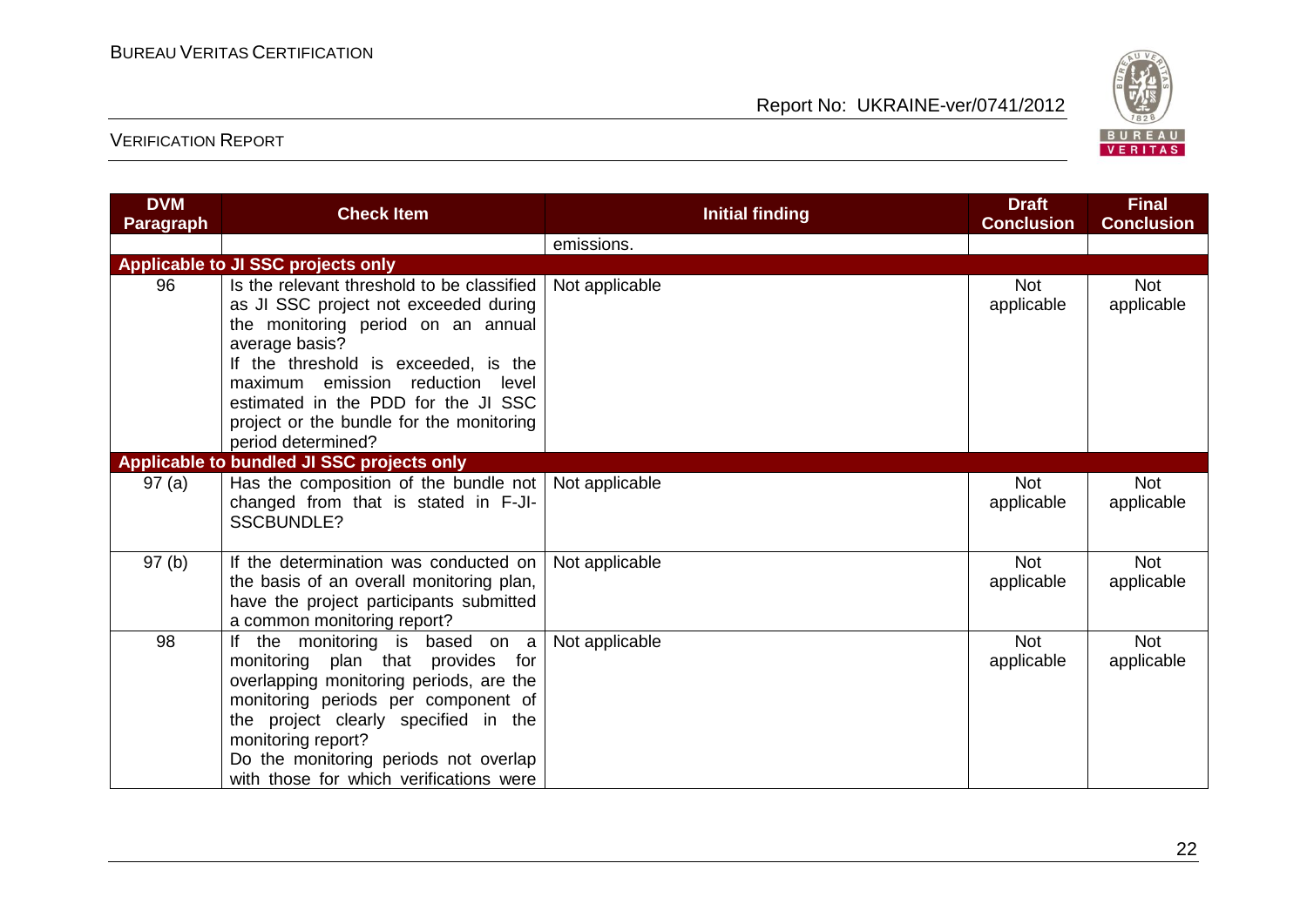| DVM Paragraph | Check Item | Initial finding | Draft Conclusion | Final Conclusion |
|---|---|---|---|---|
| | | emissions. | | |
| **Applicable to JI SSC projects only** | | | | |
| 96 | Is the relevant threshold to be classified as JI SSC project not exceeded during the monitoring period on an annual average basis? If the threshold is exceeded, is the maximum emission reduction level estimated in the PDD for the JI SSC project or the bundle for the monitoring period determined? | Not applicable | Not applicable | Not applicable |
| **Applicable to bundled JI SSC projects only** | | | | |
| 97 (a) | Has the composition of the bundle not changed from that is stated in F-JI-SSCBUNDLE? | Not applicable | Not applicable | Not applicable |
| 97 (b) | If the determination was conducted on the basis of an overall monitoring plan, have the project participants submitted a common monitoring report? | Not applicable | Not applicable | Not applicable |
| 98 | If the monitoring is based on a monitoring plan that provides for overlapping monitoring periods, are the monitoring periods per component of the project clearly specified in the monitoring report? Do the monitoring periods not overlap with those for which verifications were | Not applicable | Not applicable | Not applicable |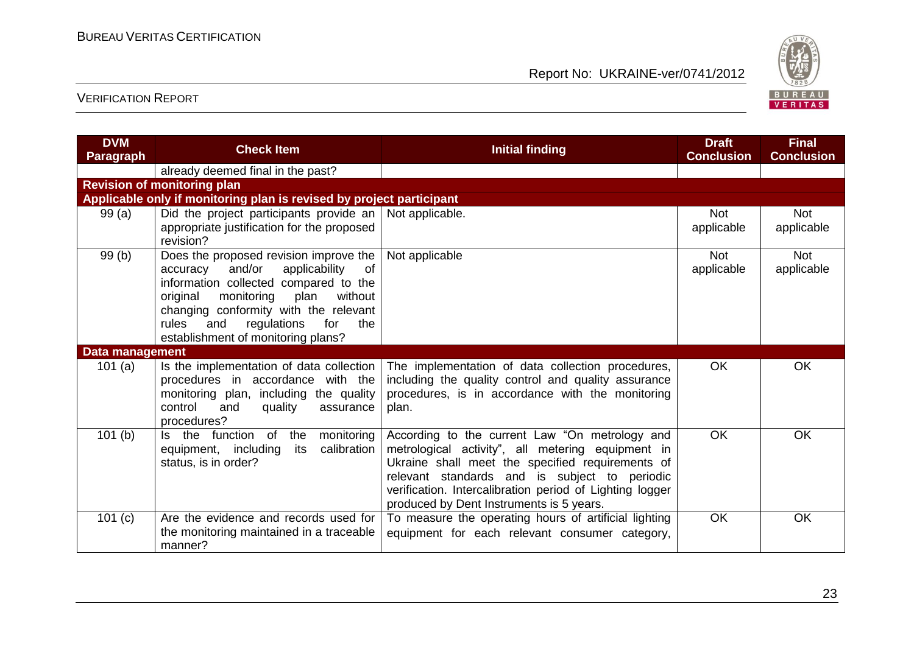| DVM Paragraph | Check Item | Initial finding | Draft Conclusion | Final Conclusion |
|---|---|---|---|---|
| | already deemed final in the past? | | | |
| **Revision of monitoring plan** | | | | |
| **Applicable only if monitoring plan is revised by project participant** | | | | |
| 99 (a) | Did the project participants provide an appropriate justification for the proposed revision? | Not applicable. | Not applicable | Not applicable |
| 99 (b) | Does the proposed revision improve the accuracy and/or applicability of information collected compared to the original monitoring plan without changing conformity with the relevant rules and regulations for the establishment of monitoring plans? | Not applicable | Not applicable | Not applicable |
| **Data management** | | | | |
| 101 (a) | Is the implementation of data collection procedures in accordance with the monitoring plan, including the quality control and quality assurance procedures? | The implementation of data collection procedures, including the quality control and quality assurance procedures, is in accordance with the monitoring plan. | OK | OK |
| 101 (b) | Is the function of the monitoring equipment, including its calibration status, is in order? | According to the current Law "On metrology and metrological activity", all metering equipment in Ukraine shall meet the specified requirements of relevant standards and is subject to periodic verification. Intercalibration period of Lighting logger produced by Dent Instruments is 5 years. | OK | OK |
| 101 (c) | Are the evidence and records used for the monitoring maintained in a traceable manner? | To measure the operating hours of artificial lighting equipment for each relevant consumer category, | OK | OK |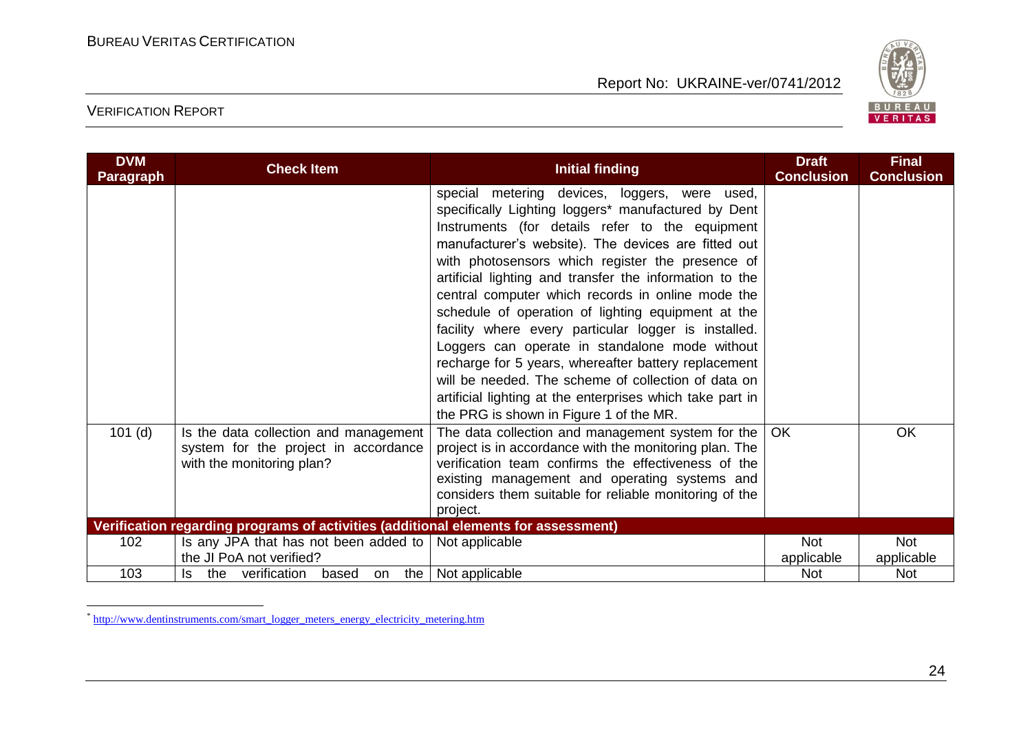| DVM Paragraph | Check Item | Initial finding | Draft Conclusion | Final Conclusion |
|---|---|---|---|---|
| | | special metering devices, loggers, were used, specifically Lighting loggers* manufactured by Dent Instruments (for details refer to the equipment manufacturer's website). The devices are fitted out with photosensors which register the presence of artificial lighting and transfer the information to the central computer which records in online mode the schedule of operation of lighting equipment at the facility where every particular logger is installed. Loggers can operate in standalone mode without recharge for 5 years, whereafter battery replacement will be needed. The scheme of collection of data on artificial lighting at the enterprises which take part in the PRG is shown in Figure 1 of the MR. | | |
| 101 (d) | Is the data collection and management system for the project in accordance with the monitoring plan? | The data collection and management system for the project is in accordance with the monitoring plan. The verification team confirms the effectiveness of the existing management and operating systems and considers them suitable for reliable monitoring of the project. | OK | OK |
| **Verification regarding programs of activities (additional elements for assessment)** | | | | |
| 102 | Is any JPA that has not been added to the JI PoA not verified? | Not applicable | Not applicable | Not applicable |
| 103 | Is the verification based on the | Not applicable | Not | Not |

* http://www.dentinstruments.com/smart_logger_meters_energy_electricity_metering.htm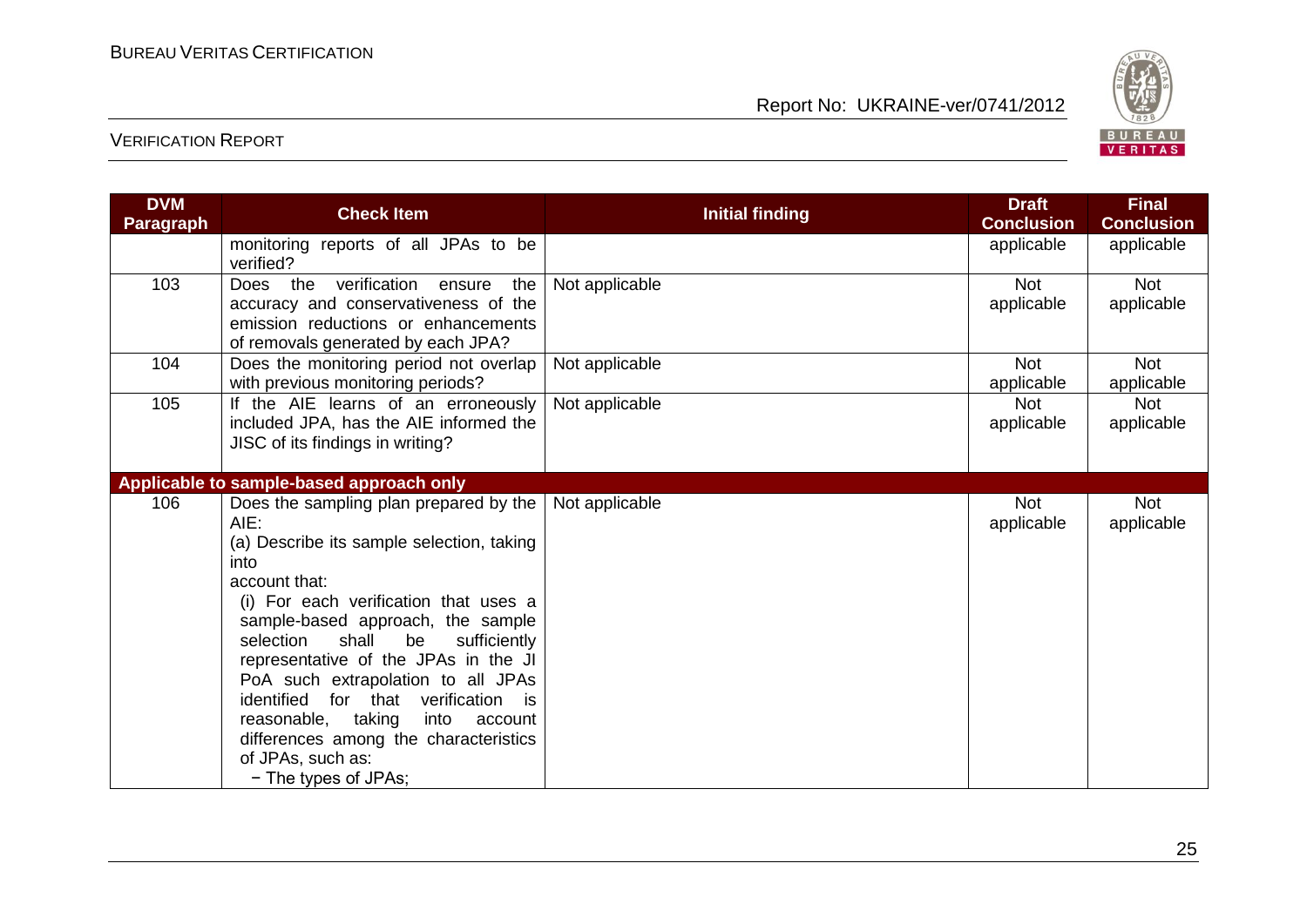| DVM Paragraph | Check Item | Initial finding | Draft Conclusion | Final Conclusion |
|---|---|---|---|---|
| | monitoring reports of all JPAs to be verified? | | applicable | applicable |
| 103 | Does the verification ensure the accuracy and conservativeness of the emission reductions or enhancements of removals generated by each JPA? | Not applicable | Not applicable | Not applicable |
| 104 | Does the monitoring period not overlap with previous monitoring periods? | Not applicable | Not applicable | Not applicable |
| 105 | If the AIE learns of an erroneously included JPA, has the AIE informed the JISC of its findings in writing? | Not applicable | Not applicable | Not applicable |
| **Applicable to sample-based approach only** | | | | |
| 106 | Does the sampling plan prepared by the AIE:<br>(a) Describe its sample selection, taking into account that:<br>(i) For each verification that uses a sample-based approach, the sample selection shall be sufficiently representative of the JPAs in the JI PoA such extrapolation to all JPAs identified for that verification is reasonable, taking into account differences among the characteristics of JPAs, such as:<br>− The types of JPAs; | Not applicable | Not applicable | Not applicable |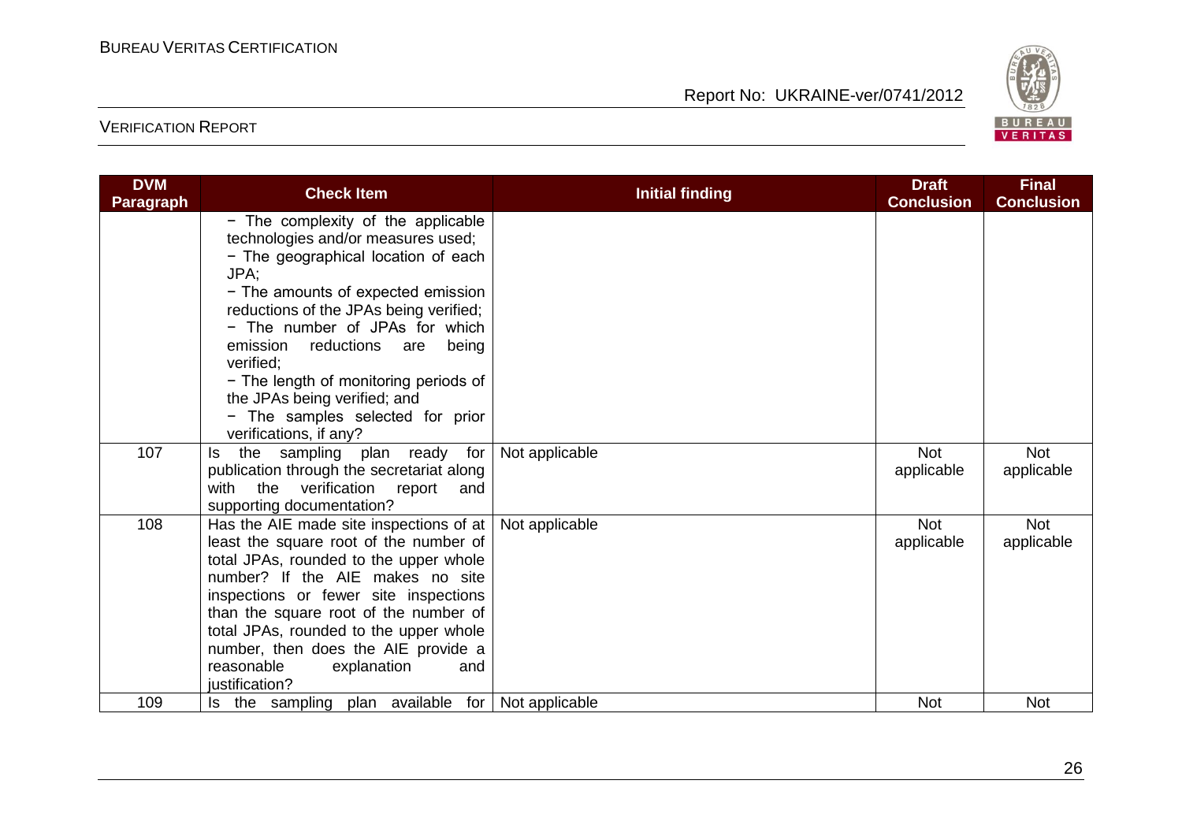| DVM Paragraph | Check Item | Initial finding | Draft Conclusion | Final Conclusion |
|---|---|---|---|---|
| | − The complexity of the applicable technologies and/or measures used;<br>− The geographical location of each JPA;<br>− The amounts of expected emission reductions of the JPAs being verified;<br>− The number of JPAs for which emission reductions are being verified;<br>− The length of monitoring periods of the JPAs being verified; and<br>− The samples selected for prior verifications, if any? | | | |
| 107 | Is the sampling plan ready for publication through the secretariat along with the verification report and supporting documentation? | Not applicable | Not applicable | Not applicable |
| 108 | Has the AIE made site inspections of at least the square root of the number of total JPAs, rounded to the upper whole number? If the AIE makes no site inspections or fewer site inspections than the square root of the number of total JPAs, rounded to the upper whole number, then does the AIE provide a reasonable explanation and justification? | Not applicable | Not applicable | Not applicable |
| 109 | Is the sampling plan available for | Not applicable | Not | Not |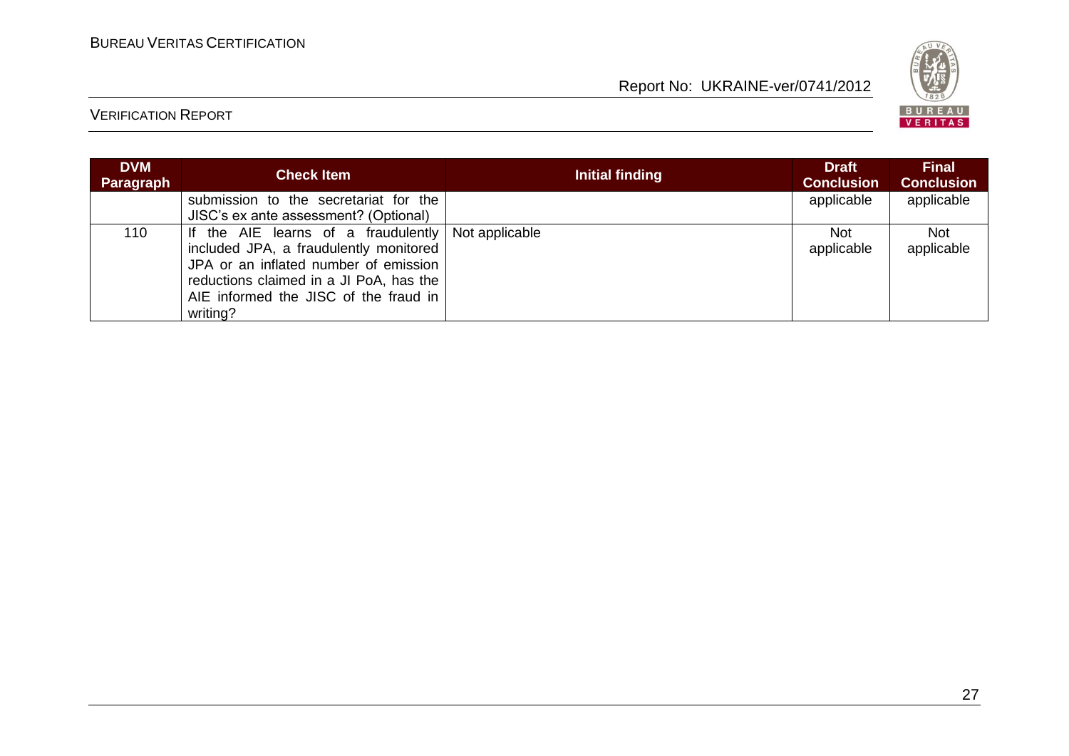| DVM Paragraph | Check Item | Initial finding | Draft Conclusion | Final Conclusion |
|---|---|---|---|---|
| | submission to the secretariat for the JISC's ex ante assessment? (Optional) | | applicable | applicable |
| 110 | If the AIE learns of a fraudulently included JPA, a fraudulently monitored JPA or an inflated number of emission reductions claimed in a JI PoA, has the AIE informed the JISC of the fraud in writing? | Not applicable | Not applicable | Not applicable |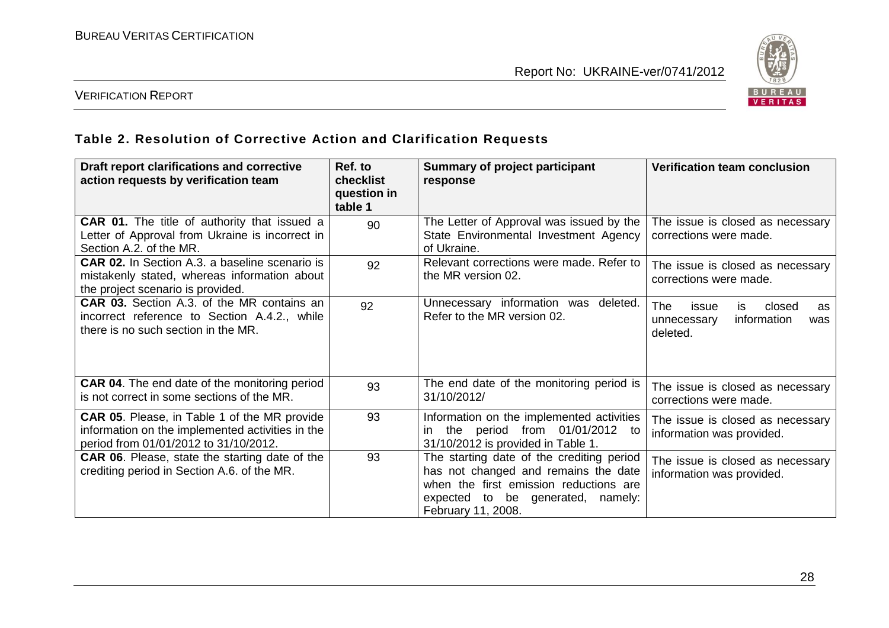### Table 2. Resolution of Corrective Action and Clarification Requests

| Draft report clarifications and corrective action requests by verification team | Ref. to checklist question in table 1 | Summary of project participant response | Verification team conclusion |
|---|---|---|---|
| **CAR 01.** The title of authority that issued a Letter of Approval from Ukraine is incorrect in Section A.2. of the MR. | 90 | The Letter of Approval was issued by the State Environmental Investment Agency of Ukraine. | The issue is closed as necessary corrections were made. |
| **CAR 02.** In Section A.3. a baseline scenario is mistakenly stated, whereas information about the project scenario is provided. | 92 | Relevant corrections were made. Refer to the MR version 02. | The issue is closed as necessary corrections were made. |
| **CAR 03.** Section A.3. of the MR contains an incorrect reference to Section A.4.2., while there is no such section in the MR. | 92 | Unnecessary information was deleted. Refer to the MR version 02. | The issue is closed as unnecessary information was deleted. |
| **CAR 04**. The end date of the monitoring period is not correct in some sections of the MR. | 93 | The end date of the monitoring period is 31/10/2012/ | The issue is closed as necessary corrections were made. |
| **CAR 05**. Please, in Table 1 of the MR provide information on the implemented activities in the period from 01/01/2012 to 31/10/2012. | 93 | Information on the implemented activities in the period from 01/01/2012 to 31/10/2012 is provided in Table 1. | The issue is closed as necessary information was provided. |
| **CAR 06**. Please, state the starting date of the crediting period in Section A.6. of the MR. | 93 | The starting date of the crediting period has not changed and remains the date when the first emission reductions are expected to be generated, namely: February 11, 2008. | The issue is closed as necessary information was provided. |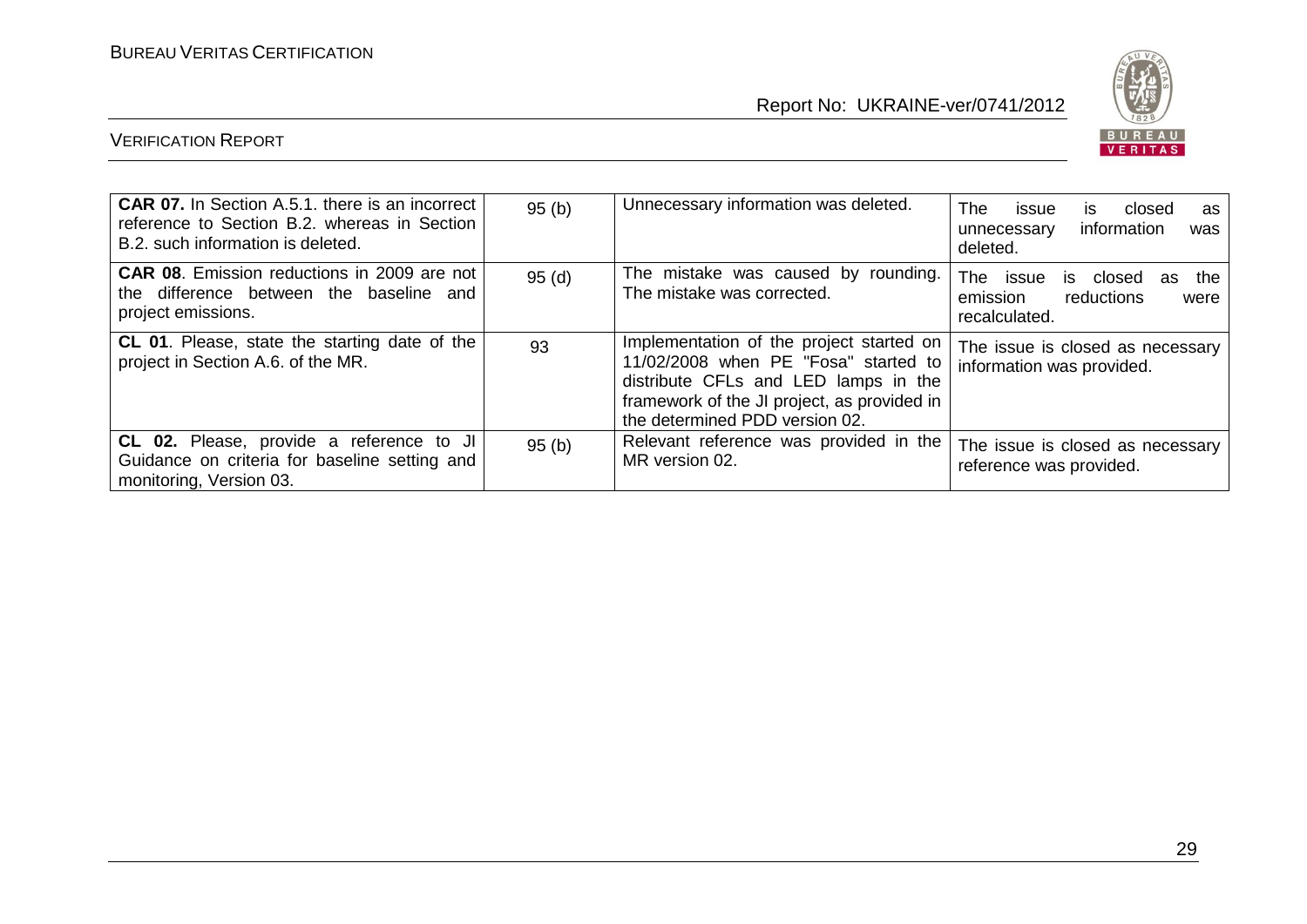| | | | |
|---|---|---|---|
| **CAR 07.** In Section A.5.1. there is an incorrect reference to Section B.2. whereas in Section B.2. such information is deleted. | 95 (b) | Unnecessary information was deleted. | The issue is closed as unnecessary information was deleted. |
| **CAR 08**. Emission reductions in 2009 are not the difference between the baseline and project emissions. | 95 (d) | The mistake was caused by rounding. The mistake was corrected. | The issue is closed as the emission reductions were recalculated. |
| **CL 01**. Please, state the starting date of the project in Section A.6. of the MR. | 93 | Implementation of the project started on 11/02/2008 when PE "Fosa" started to distribute CFLs and LED lamps in the framework of the JI project, as provided in the determined PDD version 02. | The issue is closed as necessary information was provided. |
| **CL 02.** Please, provide a reference to JI Guidance on criteria for baseline setting and monitoring, Version 03. | 95 (b) | Relevant reference was provided in the MR version 02. | The issue is closed as necessary reference was provided. |